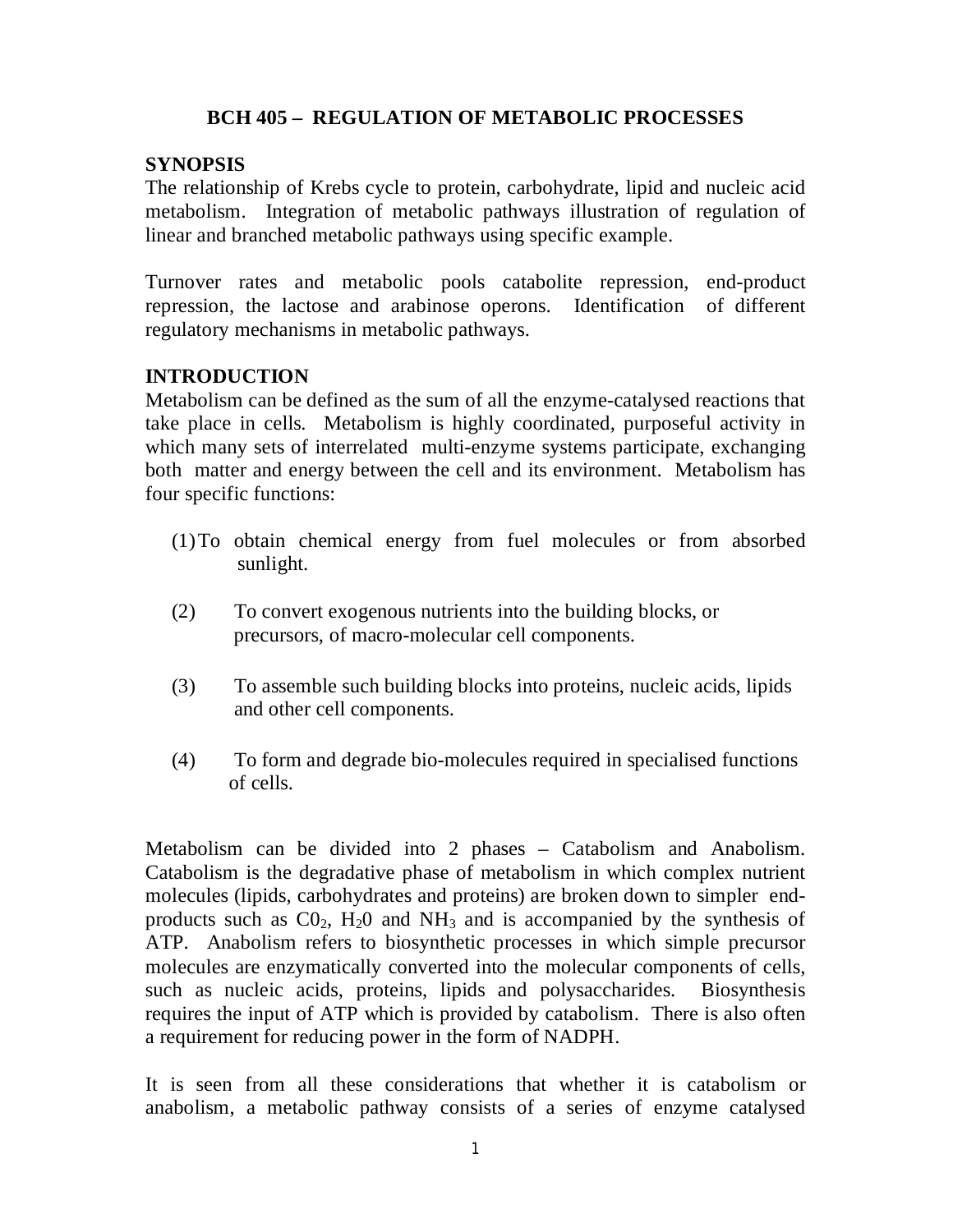# BCH 405 – REGULATION OF METABOLIC PROCESSES

## SYNOPSIS

The relationship of Krebs cycle to protein, carbohydrate, lipid and nucleic acid metabolism. Integration of metabolic pathways illustration of regulation of linear and branched metabolic pathways using specific example.

Turnover rates and metabolic pools catabolite repression, end-product repression, the lactose and arabinose operons. Identification of different regulatory mechanisms in metabolic pathways.

## INTRODUCTION

Metabolism can be defined as the sum of all the enzyme-catalysed reactions that take place in cells. Metabolism is highly coordinated, purposeful activity in which many sets of interrelated multi-enzyme systems participate, exchanging both matter and energy between the cell and its environment. Metabolism has four specific functions:

(1) To obtain chemical energy from fuel molecules or from absorbed sunlight.

(2) To convert exogenous nutrients into the building blocks, or precursors, of macro-molecular cell components.

(3) To assemble such building blocks into proteins, nucleic acids, lipids and other cell components.

(4) To form and degrade bio-molecules required in specialised functions of cells.

Metabolism can be divided into 2 phases – Catabolism and Anabolism. Catabolism is the degradative phase of metabolism in which complex nutrient molecules (lipids, carbohydrates and proteins) are broken down to simpler end-products such as $C0_2$, $H_20$ and $NH_3$ and is accompanied by the synthesis of ATP. Anabolism refers to biosynthetic processes in which simple precursor molecules are enzymatically converted into the molecular components of cells, such as nucleic acids, proteins, lipids and polysaccharides. Biosynthesis requires the input of ATP which is provided by catabolism. There is also often a requirement for reducing power in the form of NADPH.

It is seen from all these considerations that whether it is catabolism or anabolism, a metabolic pathway consists of a series of enzyme catalysed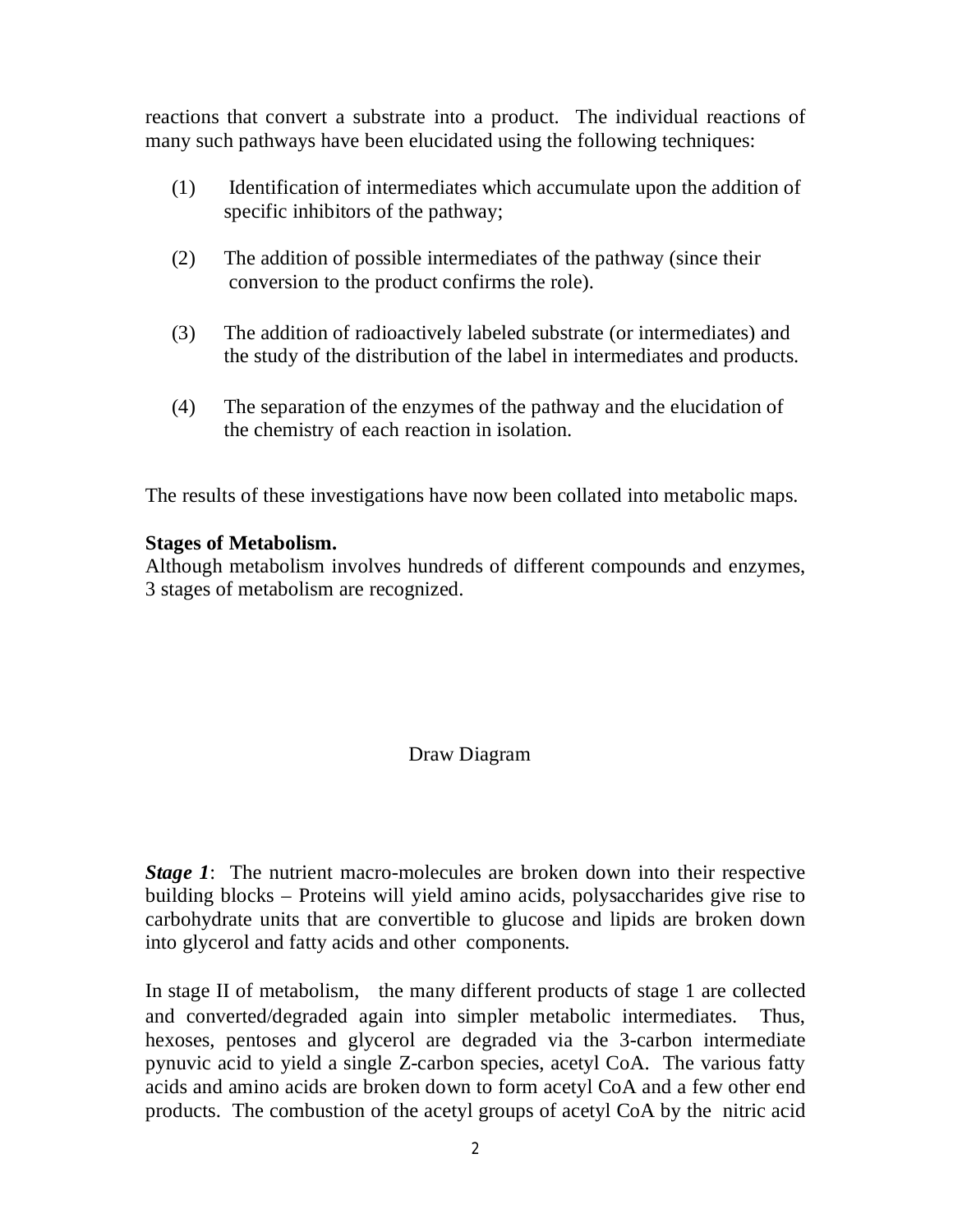reactions that convert a substrate into a product. The individual reactions of many such pathways have been elucidated using the following techniques:

(1) Identification of intermediates which accumulate upon the addition of specific inhibitors of the pathway;

(2) The addition of possible intermediates of the pathway (since their conversion to the product confirms the role).

(3) The addition of radioactively labeled substrate (or intermediates) and the study of the distribution of the label in intermediates and products.

(4) The separation of the enzymes of the pathway and the elucidation of the chemistry of each reaction in isolation.

The results of these investigations have now been collated into metabolic maps.

**Stages of Metabolism.**

Although metabolism involves hundreds of different compounds and enzymes, 3 stages of metabolism are recognized.

Draw Diagram

***Stage 1***: The nutrient macro-molecules are broken down into their respective building blocks – Proteins will yield amino acids, polysaccharides give rise to carbohydrate units that are convertible to glucose and lipids are broken down into glycerol and fatty acids and other components.

In stage II of metabolism, the many different products of stage 1 are collected and converted/degraded again into simpler metabolic intermediates. Thus, hexoses, pentoses and glycerol are degraded via the 3-carbon intermediate pynuvic acid to yield a single Z-carbon species, acetyl CoA. The various fatty acids and amino acids are broken down to form acetyl CoA and a few other end products. The combustion of the acetyl groups of acetyl CoA by the nitric acid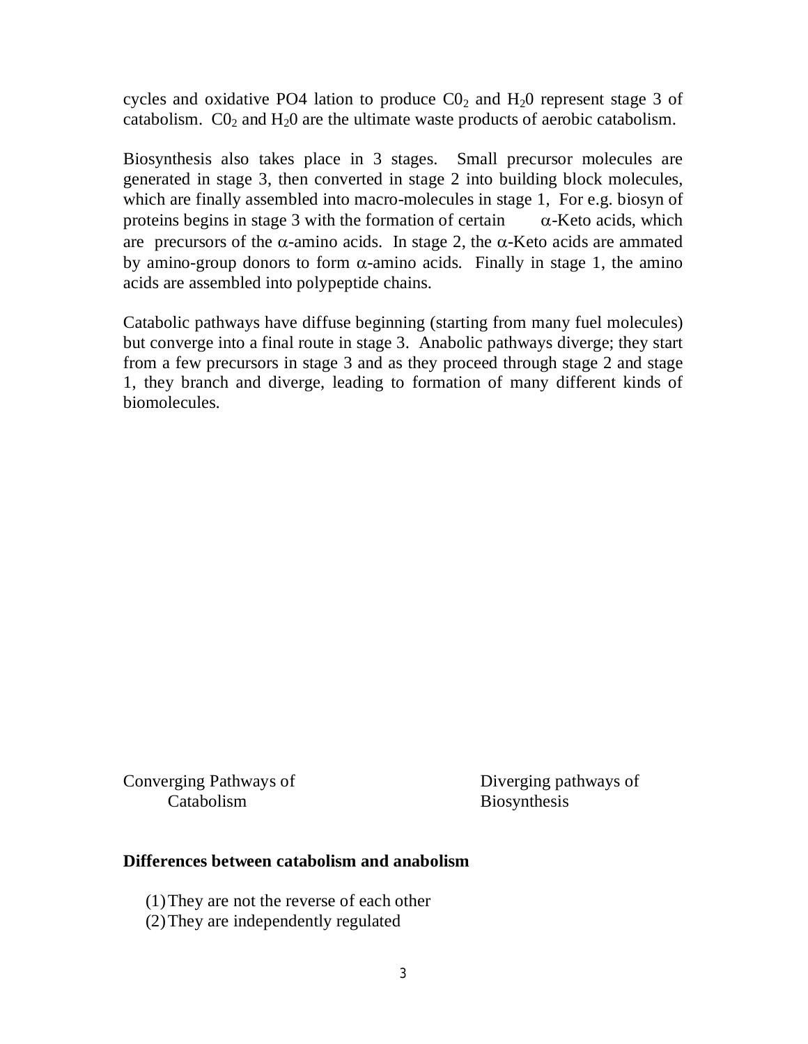cycles and oxidative PO4 lation to produce $C0_2$ and $H_20$ represent stage 3 of catabolism. $C0_2$ and $H_20$ are the ultimate waste products of aerobic catabolism.

Biosynthesis also takes place in 3 stages. Small precursor molecules are generated in stage 3, then converted in stage 2 into building block molecules, which are finally assembled into macro-molecules in stage 1, For e.g. biosyn of proteins begins in stage 3 with the formation of certain $\alpha$-Keto acids, which are precursors of the $\alpha$-amino acids. In stage 2, the $\alpha$-Keto acids are ammated by amino-group donors to form $\alpha$-amino acids. Finally in stage 1, the amino acids are assembled into polypeptide chains.

Catabolic pathways have diffuse beginning (starting from many fuel molecules) but converge into a final route in stage 3. Anabolic pathways diverge; they start from a few precursors in stage 3 and as they proceed through stage 2 and stage 1, they branch and diverge, leading to formation of many different kinds of biomolecules.

Converging Pathways of Catabolism

Diverging pathways of Biosynthesis

**Differences between catabolism and anabolism**

(1) They are not the reverse of each other
(2) They are independently regulated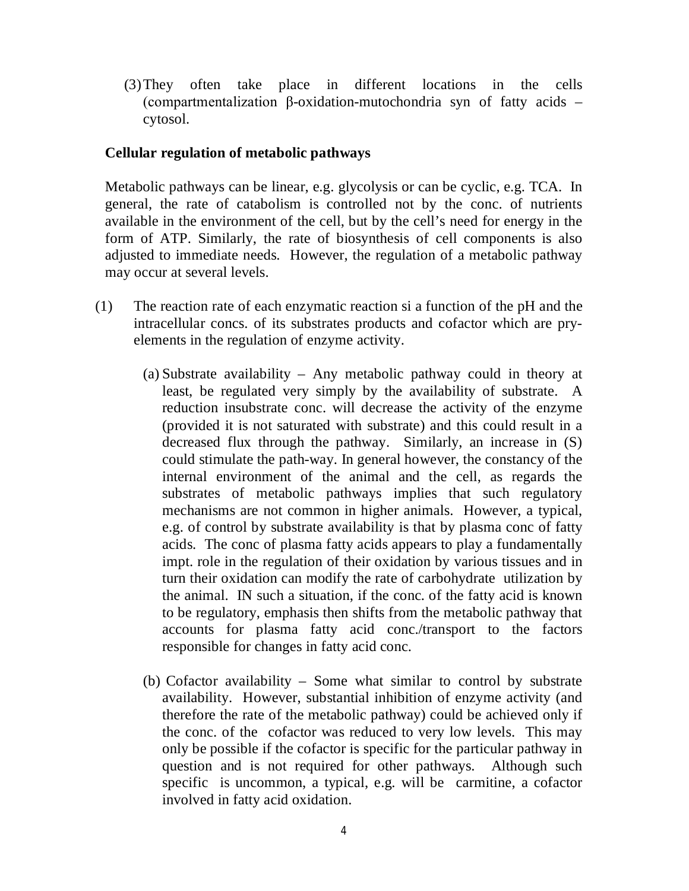(3) They often take place in different locations in the cells (compartmentalization β-oxidation-mutochondria syn of fatty acids – cytosol.

**Cellular regulation of metabolic pathways**

Metabolic pathways can be linear, e.g. glycolysis or can be cyclic, e.g. TCA. In general, the rate of catabolism is controlled not by the conc. of nutrients available in the environment of the cell, but by the cell's need for energy in the form of ATP. Similarly, the rate of biosynthesis of cell components is also adjusted to immediate needs. However, the regulation of a metabolic pathway may occur at several levels.

(1) The reaction rate of each enzymatic reaction si a function of the pH and the intracellular concs. of its substrates products and cofactor which are pry-elements in the regulation of enzyme activity.

(a) Substrate availability – Any metabolic pathway could in theory at least, be regulated very simply by the availability of substrate. A reduction insubstrate conc. will decrease the activity of the enzyme (provided it is not saturated with substrate) and this could result in a decreased flux through the pathway. Similarly, an increase in (S) could stimulate the path-way. In general however, the constancy of the internal environment of the animal and the cell, as regards the substrates of metabolic pathways implies that such regulatory mechanisms are not common in higher animals. However, a typical, e.g. of control by substrate availability is that by plasma conc of fatty acids. The conc of plasma fatty acids appears to play a fundamentally impt. role in the regulation of their oxidation by various tissues and in turn their oxidation can modify the rate of carbohydrate utilization by the animal. IN such a situation, if the conc. of the fatty acid is known to be regulatory, emphasis then shifts from the metabolic pathway that accounts for plasma fatty acid conc./transport to the factors responsible for changes in fatty acid conc.

(b) Cofactor availability – Some what similar to control by substrate availability. However, substantial inhibition of enzyme activity (and therefore the rate of the metabolic pathway) could be achieved only if the conc. of the cofactor was reduced to very low levels. This may only be possible if the cofactor is specific for the particular pathway in question and is not required for other pathways. Although such specific is uncommon, a typical, e.g. will be carmitine, a cofactor involved in fatty acid oxidation.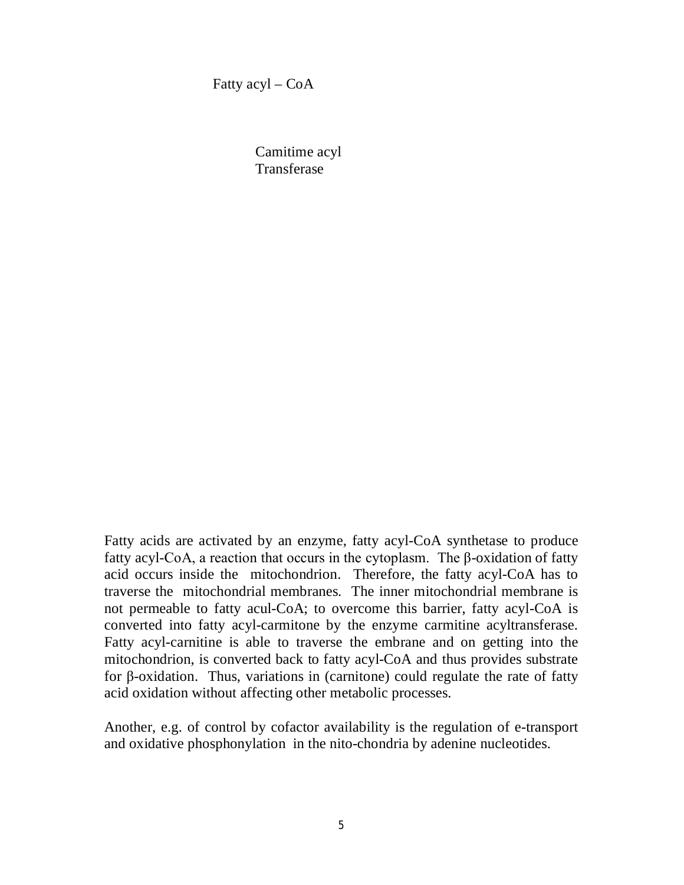Fatty acyl – CoA

Camitime acyl
Transferase

Fatty acids are activated by an enzyme, fatty acyl-CoA synthetase to produce fatty acyl-CoA, a reaction that occurs in the cytoplasm. The β-oxidation of fatty acid occurs inside the mitochondrion. Therefore, the fatty acyl-CoA has to traverse the mitochondrial membranes. The inner mitochondrial membrane is not permeable to fatty acul-CoA; to overcome this barrier, fatty acyl-CoA is converted into fatty acyl-carmitone by the enzyme carmitine acyltransferase. Fatty acyl-carnitine is able to traverse the embrane and on getting into the mitochondrion, is converted back to fatty acyl-CoA and thus provides substrate for β-oxidation. Thus, variations in (carnitone) could regulate the rate of fatty acid oxidation without affecting other metabolic processes.

Another, e.g. of control by cofactor availability is the regulation of e-transport and oxidative phosphonylation in the nito-chondria by adenine nucleotides.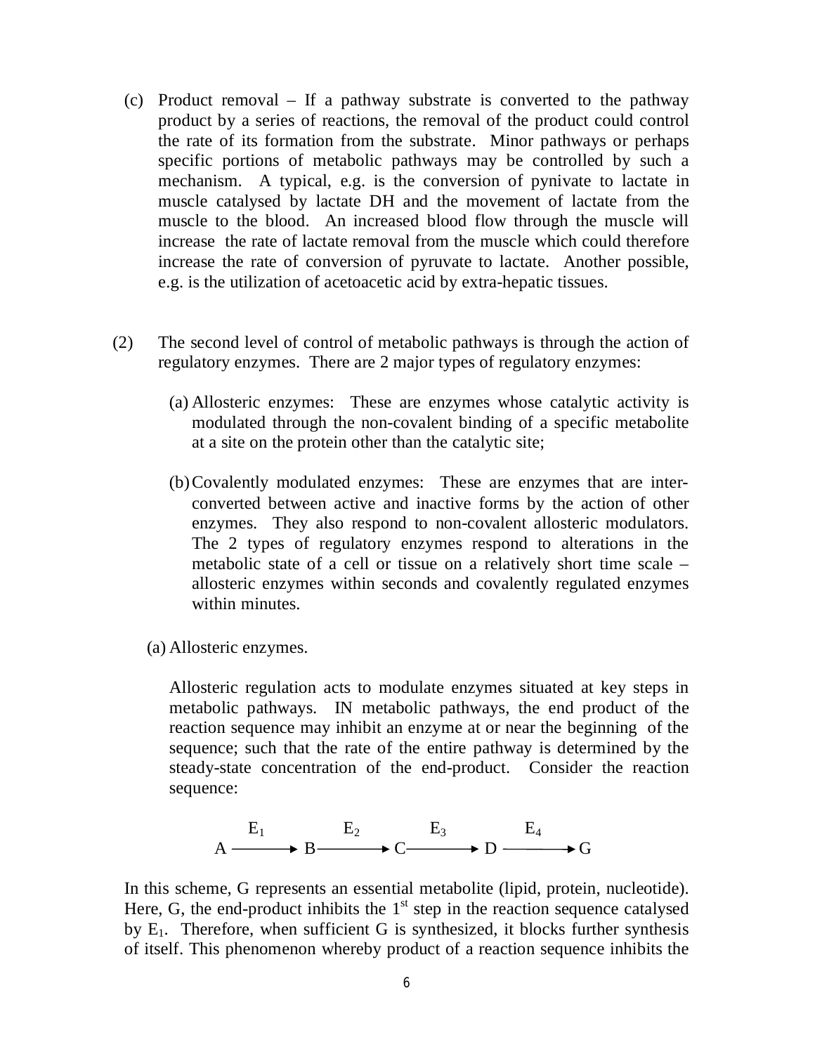(c) Product removal – If a pathway substrate is converted to the pathway product by a series of reactions, the removal of the product could control the rate of its formation from the substrate. Minor pathways or perhaps specific portions of metabolic pathways may be controlled by such a mechanism. A typical, e.g. is the conversion of pynivate to lactate in muscle catalysed by lactate DH and the movement of lactate from the muscle to the blood. An increased blood flow through the muscle will increase the rate of lactate removal from the muscle which could therefore increase the rate of conversion of pyruvate to lactate. Another possible, e.g. is the utilization of acetoacetic acid by extra-hepatic tissues.

(2) The second level of control of metabolic pathways is through the action of regulatory enzymes. There are 2 major types of regulatory enzymes:

(a) Allosteric enzymes: These are enzymes whose catalytic activity is modulated through the non-covalent binding of a specific metabolite at a site on the protein other than the catalytic site;

(b) Covalently modulated enzymes: These are enzymes that are inter-converted between active and inactive forms by the action of other enzymes. They also respond to non-covalent allosteric modulators. The 2 types of regulatory enzymes respond to alterations in the metabolic state of a cell or tissue on a relatively short time scale – allosteric enzymes within seconds and covalently regulated enzymes within minutes.

(a) Allosteric enzymes.

Allosteric regulation acts to modulate enzymes situated at key steps in metabolic pathways. IN metabolic pathways, the end product of the reaction sequence may inhibit an enzyme at or near the beginning of the sequence; such that the rate of the entire pathway is determined by the steady-state concentration of the end-product. Consider the reaction sequence:

$$A \xrightarrow{E_1} B \xrightarrow{E_2} C \xrightarrow{E_3} D \xrightarrow{E_4} G$$

In this scheme, G represents an essential metabolite (lipid, protein, nucleotide). Here, G, the end-product inhibits the 1st step in the reaction sequence catalysed by $E_1$. Therefore, when sufficient G is synthesized, it blocks further synthesis of itself. This phenomenon whereby product of a reaction sequence inhibits the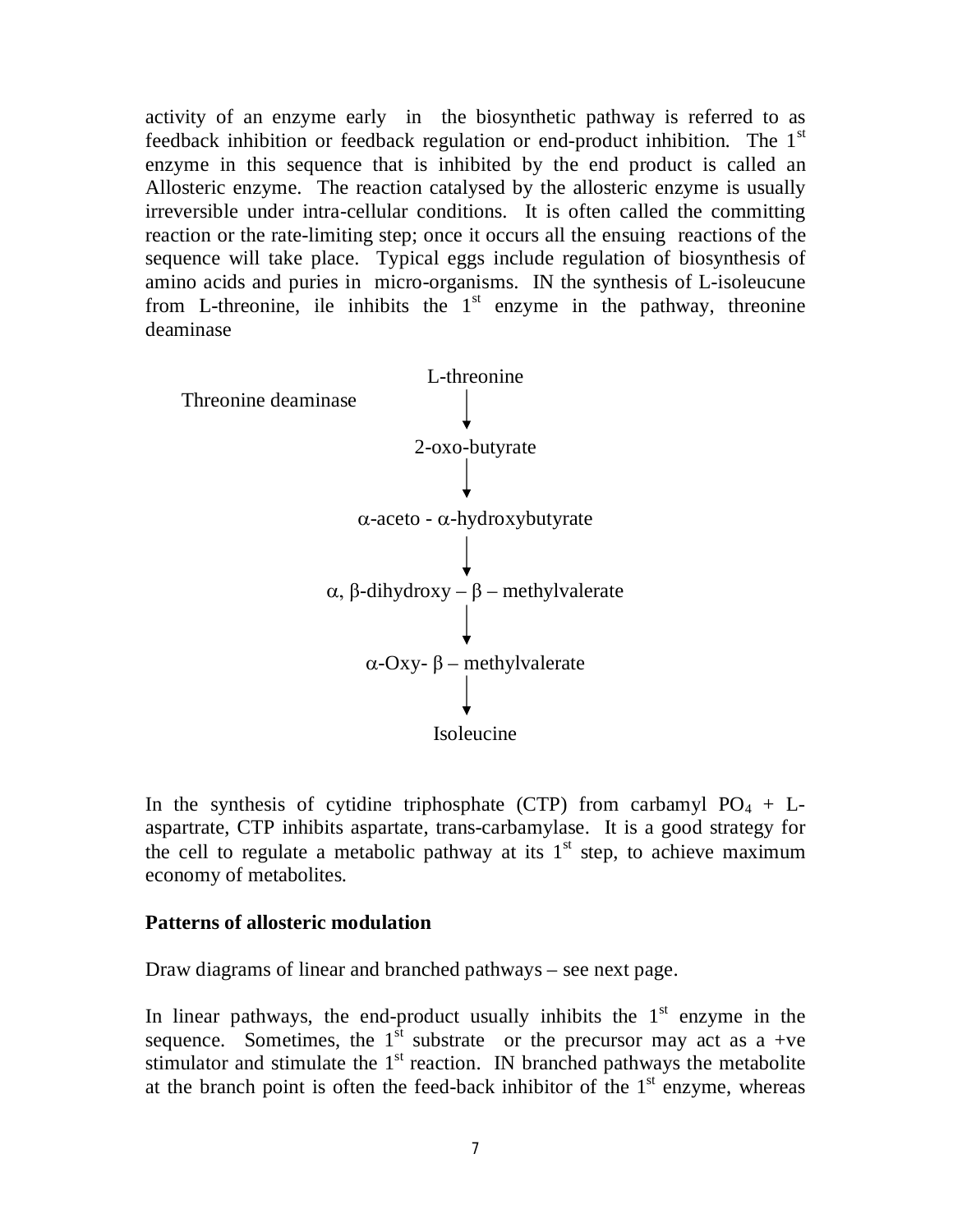activity of an enzyme early in the biosynthetic pathway is referred to as feedback inhibition or feedback regulation or end-product inhibition. The 1st enzyme in this sequence that is inhibited by the end product is called an Allosteric enzyme. The reaction catalysed by the allosteric enzyme is usually irreversible under intra-cellular conditions. It is often called the committing reaction or the rate-limiting step; once it occurs all the ensuing reactions of the sequence will take place. Typical eggs include regulation of biosynthesis of amino acids and puries in micro-organisms. IN the synthesis of L-isoleucune from L-threonine, ile inhibits the 1st enzyme in the pathway, threonine deaminase

$$
\begin{array}{c}
\text{L-threonine} \\
\downarrow \;\text{Threonine deaminase} \\
\text{2-oxo-butyrate} \\
\downarrow \\
\alpha\text{-aceto - }\alpha\text{-hydroxybutyrate} \\
\downarrow \\
\alpha,\ \beta\text{-dihydroxy} - \beta - \text{methylvalerate} \\
\downarrow \\
\alpha\text{-Oxy- }\beta - \text{methylvalerate} \\
\downarrow \\
\text{Isoleucine}
\end{array}
$$

In the synthesis of cytidine triphosphate (CTP) from carbamyl $PO_4$ + L-aspartrate, CTP inhibits aspartate, trans-carbamylase. It is a good strategy for the cell to regulate a metabolic pathway at its 1st step, to achieve maximum economy of metabolites.

**Patterns of allosteric modulation**

Draw diagrams of linear and branched pathways – see next page.

In linear pathways, the end-product usually inhibits the 1st enzyme in the sequence. Sometimes, the 1st substrate or the precursor may act as a +ve stimulator and stimulate the 1st reaction. IN branched pathways the metabolite at the branch point is often the feed-back inhibitor of the 1st enzyme, whereas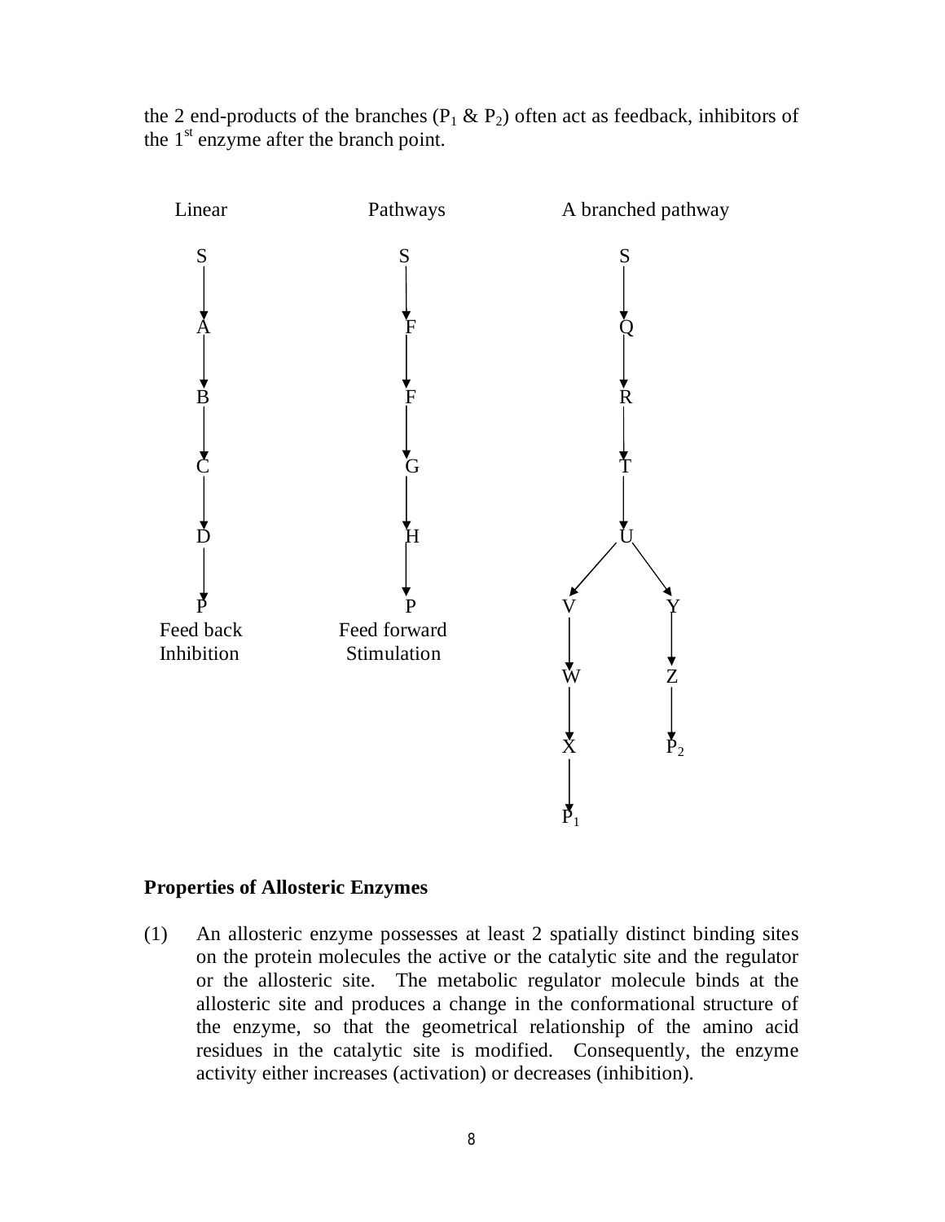the 2 end-products of the branches ($P_1$ & $P_2$) often act as feedback, inhibitors of the 1[st] enzyme after the branch point.

```
 Linear            Pathways          A branched pathway

   S                  S                     S
   |                  |                     |
   v                  v                     v
   A                  F                     Q
   |                  |                     |
   v                  v                     v
   B                  F                     R
   |                  |                     |
   v                  v                     v
   C                  G                     T
   |                  |                     |
   v                  v                     v
   D                  H                     U
   |                  |                    / \
   v                  v                   v   v
   P                  P                  V     Y
Feed back         Feed forward           |     |
Inhibition         Stimulation           v     v
                                         W     Z
                                         |     |
                                         v     v
                                         X     P2
                                         |
                                         v
                                         P1
```

**Properties of Allosteric Enzymes**

(1) An allosteric enzyme possesses at least 2 spatially distinct binding sites on the protein molecules the active or the catalytic site and the regulator or the allosteric site. The metabolic regulator molecule binds at the allosteric site and produces a change in the conformational structure of the enzyme, so that the geometrical relationship of the amino acid residues in the catalytic site is modified. Consequently, the enzyme activity either increases (activation) or decreases (inhibition).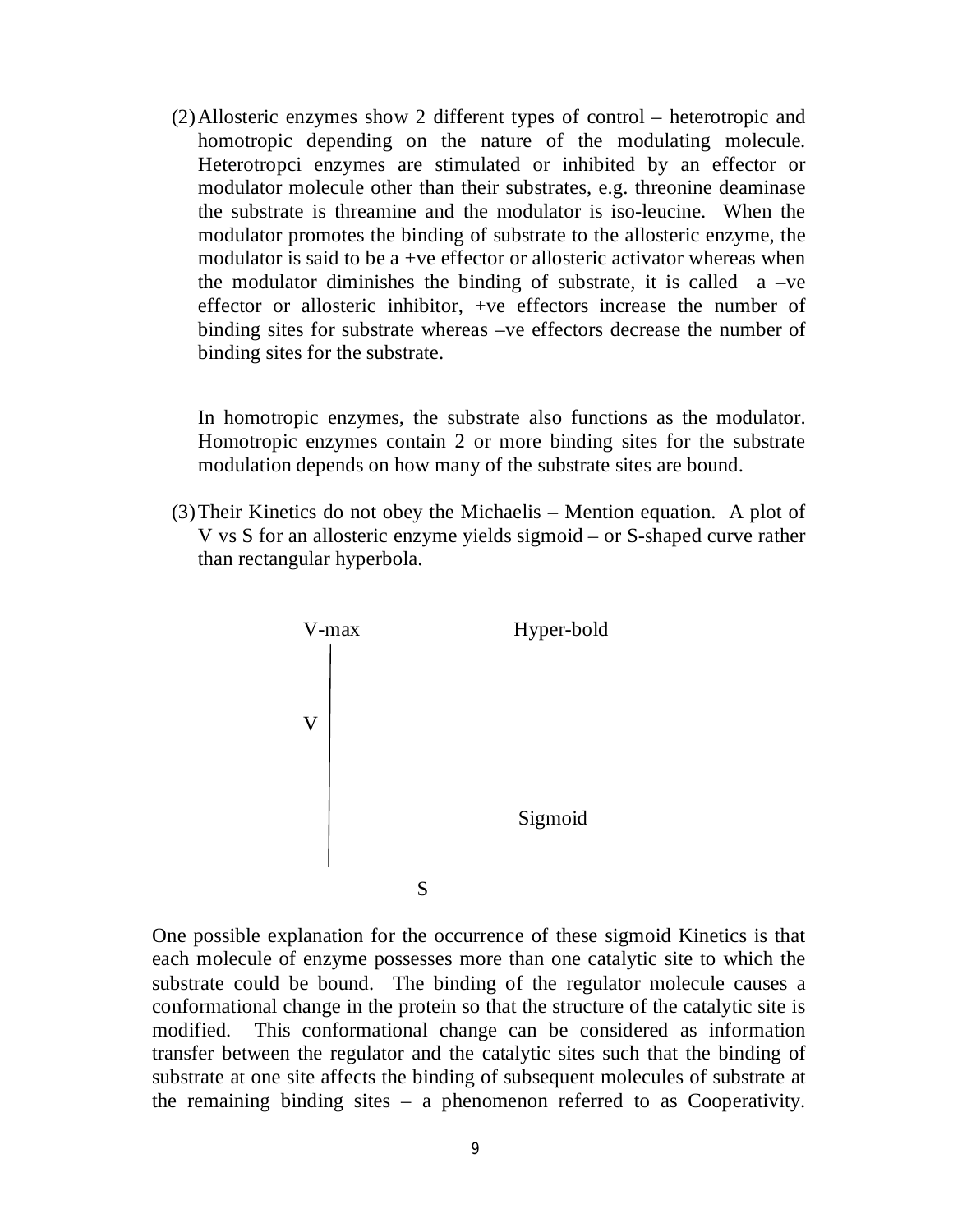(2) Allosteric enzymes show 2 different types of control – heterotropic and homotropic depending on the nature of the modulating molecule. Heterotropci enzymes are stimulated or inhibited by an effector or modulator molecule other than their substrates, e.g. threonine deaminase the substrate is threamine and the modulator is iso-leucine. When the modulator promotes the binding of substrate to the allosteric enzyme, the modulator is said to be a +ve effector or allosteric activator whereas when the modulator diminishes the binding of substrate, it is called a –ve effector or allosteric inhibitor, +ve effectors increase the number of binding sites for substrate whereas –ve effectors decrease the number of binding sites for the substrate.

   In homotropic enzymes, the substrate also functions as the modulator. Homotropic enzymes contain 2 or more binding sites for the substrate modulation depends on how many of the substrate sites are bound.

(3) Their Kinetics do not obey the Michaelis – Mention equation. A plot of V vs S for an allosteric enzyme yields sigmoid – or S-shaped curve rather than rectangular hyperbola.

V-max Hyper-bold

V

Sigmoid

S

One possible explanation for the occurrence of these sigmoid Kinetics is that each molecule of enzyme possesses more than one catalytic site to which the substrate could be bound. The binding of the regulator molecule causes a conformational change in the protein so that the structure of the catalytic site is modified. This conformational change can be considered as information transfer between the regulator and the catalytic sites such that the binding of substrate at one site affects the binding of subsequent molecules of substrate at the remaining binding sites – a phenomenon referred to as Cooperativity.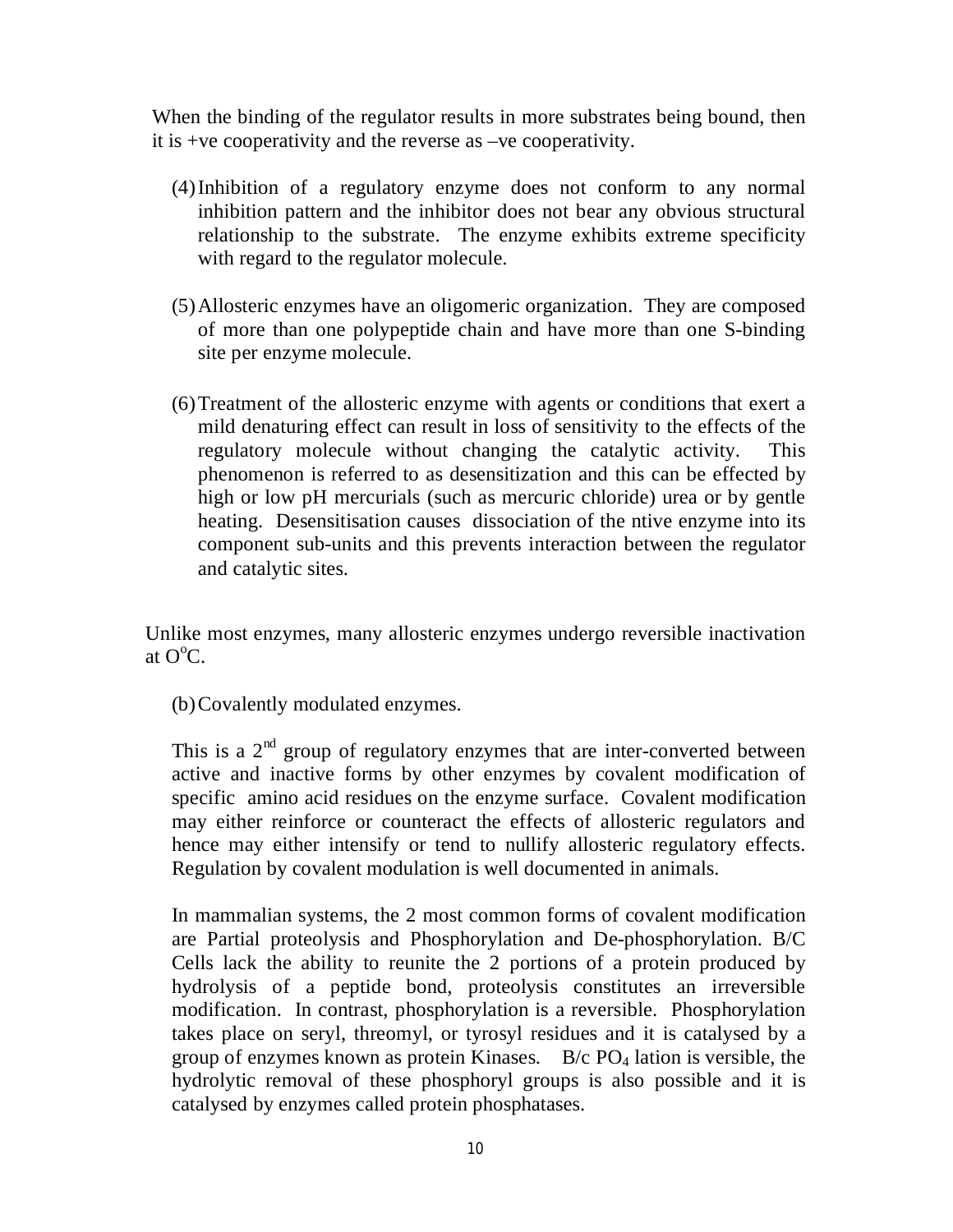When the binding of the regulator results in more substrates being bound, then it is +ve cooperativity and the reverse as –ve cooperativity.

(4) Inhibition of a regulatory enzyme does not conform to any normal inhibition pattern and the inhibitor does not bear any obvious structural relationship to the substrate. The enzyme exhibits extreme specificity with regard to the regulator molecule.

(5) Allosteric enzymes have an oligomeric organization. They are composed of more than one polypeptide chain and have more than one S-binding site per enzyme molecule.

(6) Treatment of the allosteric enzyme with agents or conditions that exert a mild denaturing effect can result in loss of sensitivity to the effects of the regulatory molecule without changing the catalytic activity. This phenomenon is referred to as desensitization and this can be effected by high or low pH mercurials (such as mercuric chloride) urea or by gentle heating. Desensitisation causes dissociation of the ntive enzyme into its component sub-units and this prevents interaction between the regulator and catalytic sites.

Unlike most enzymes, many allosteric enzymes undergo reversible inactivation at $O^{o}C$.

(b) Covalently modulated enzymes.

This is a 2nd group of regulatory enzymes that are inter-converted between active and inactive forms by other enzymes by covalent modification of specific amino acid residues on the enzyme surface. Covalent modification may either reinforce or counteract the effects of allosteric regulators and hence may either intensify or tend to nullify allosteric regulatory effects. Regulation by covalent modulation is well documented in animals.

In mammalian systems, the 2 most common forms of covalent modification are Partial proteolysis and Phosphorylation and De-phosphorylation. B/C Cells lack the ability to reunite the 2 portions of a protein produced by hydrolysis of a peptide bond, proteolysis constitutes an irreversible modification. In contrast, phosphorylation is a reversible. Phosphorylation takes place on seryl, threomyl, or tyrosyl residues and it is catalysed by a group of enzymes known as protein Kinases. B/c $PO_4$ lation is versible, the hydrolytic removal of these phosphoryl groups is also possible and it is catalysed by enzymes called protein phosphatases.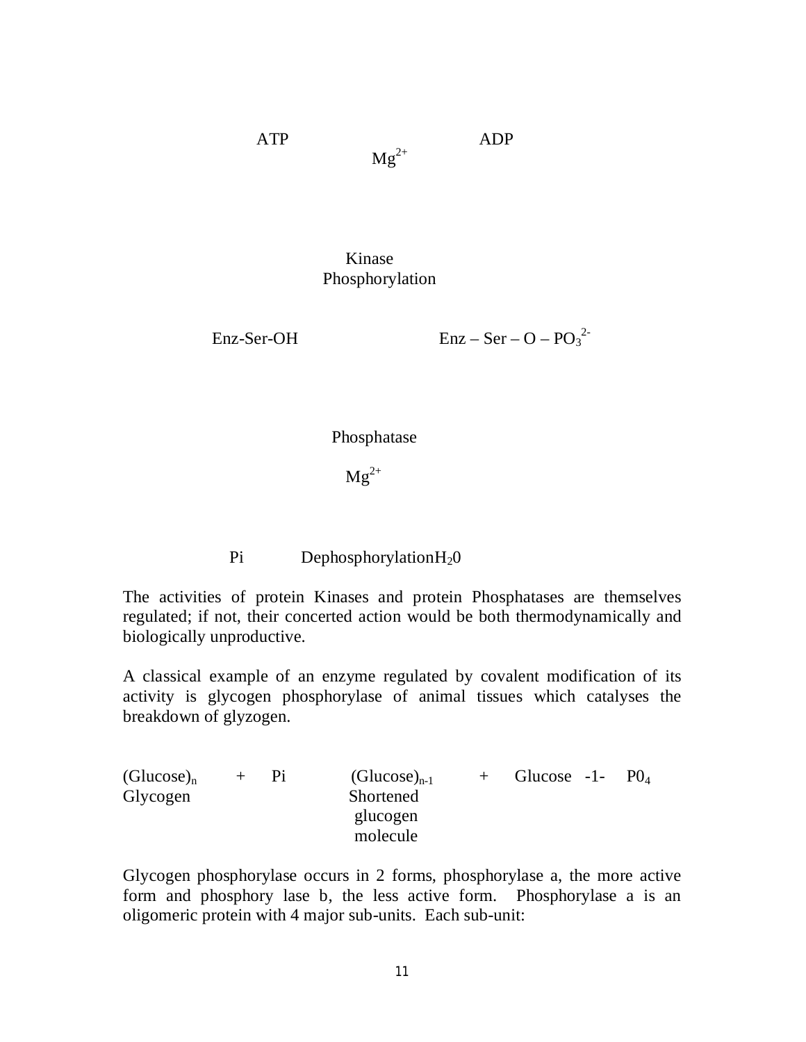ATP $\qquad$ ADP

$Mg^{2+}$

Kinase

Phosphorylation

Enz-Ser-OH $\qquad$ Enz – Ser – O – $PO_3^{2-}$

Phosphatase

$Mg^{2+}$

Pi $\qquad$ Dephosphorylation$H_20$

The activities of protein Kinases and protein Phosphatases are themselves regulated; if not, their concerted action would be both thermodynamically and biologically unproductive.

A classical example of an enzyme regulated by covalent modification of its activity is glycogen phosphorylase of animal tissues which catalyses the breakdown of glyzogen.

| $(Glucose)_n$ | + | Pi | $(Glucose)_{n-1}$ | + | Glucose -1- $P0_4$ |
|---|---|---|---|---|---|
| Glycogen | | | Shortened glucogen molecule | | |

Glycogen phosphorylase occurs in 2 forms, phosphorylase a, the more active form and phosphory lase b, the less active form. Phosphorylase a is an oligomeric protein with 4 major sub-units. Each sub-unit: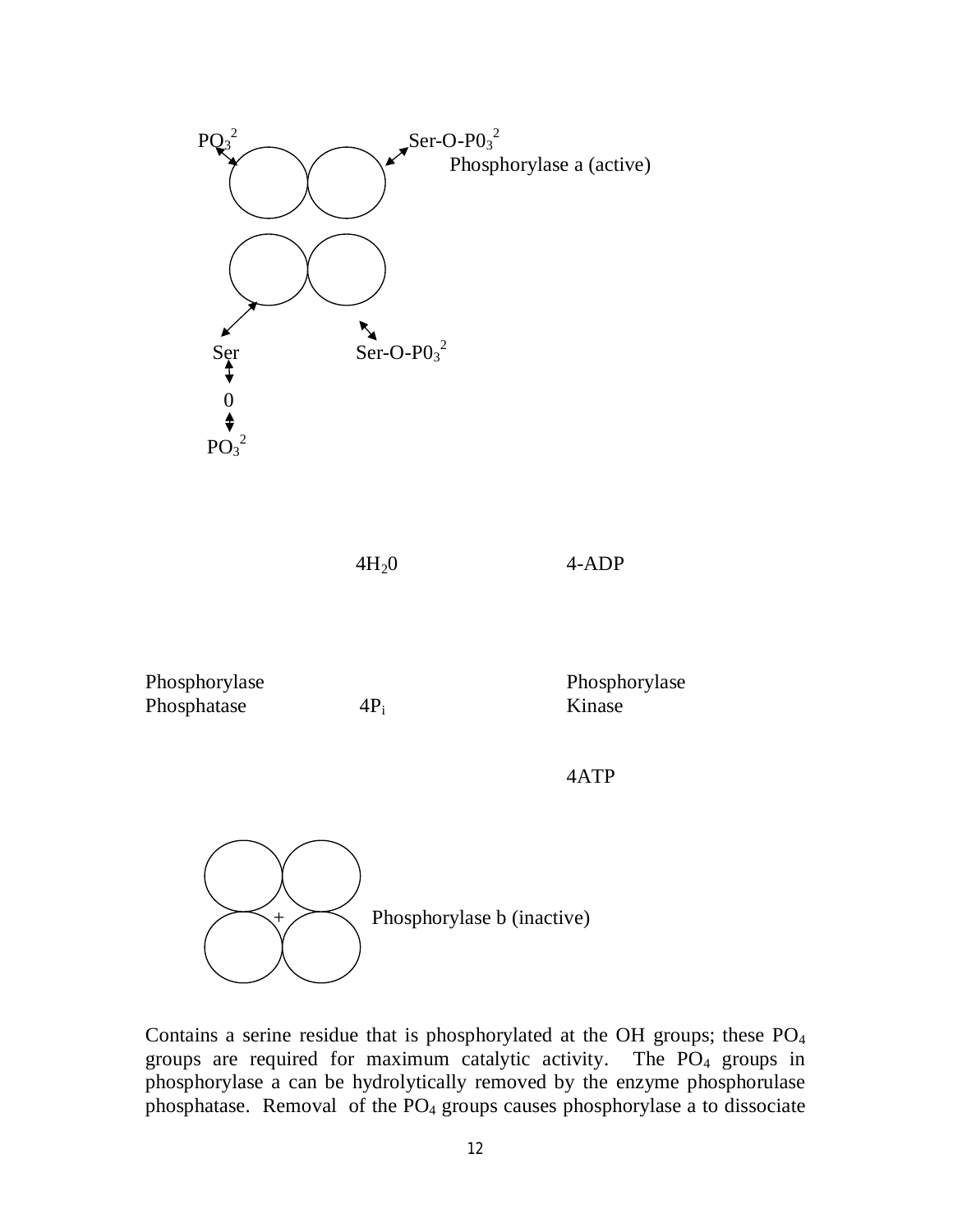$PO_3^{2}$ $\quad$ Ser-O-$P0_3^{2}$

Phosphorylase a (active)

Ser $\quad$ Ser-O-$P0_3^{2}$

0

$PO_3^{2}$

$4H_20$ $\quad$ 4-ADP

Phosphorylase Phosphatase $\quad$ $4P_i$ $\quad$ Phosphorylase Kinase

4ATP

\+ $\quad$ Phosphorylase b (inactive)

Contains a serine residue that is phosphorylated at the OH groups; these $PO_4$ groups are required for maximum catalytic activity. The $PO_4$ groups in phosphorylase a can be hydrolytically removed by the enzyme phosphorulase phosphatase. Removal of the $PO_4$ groups causes phosphorylase a to dissociate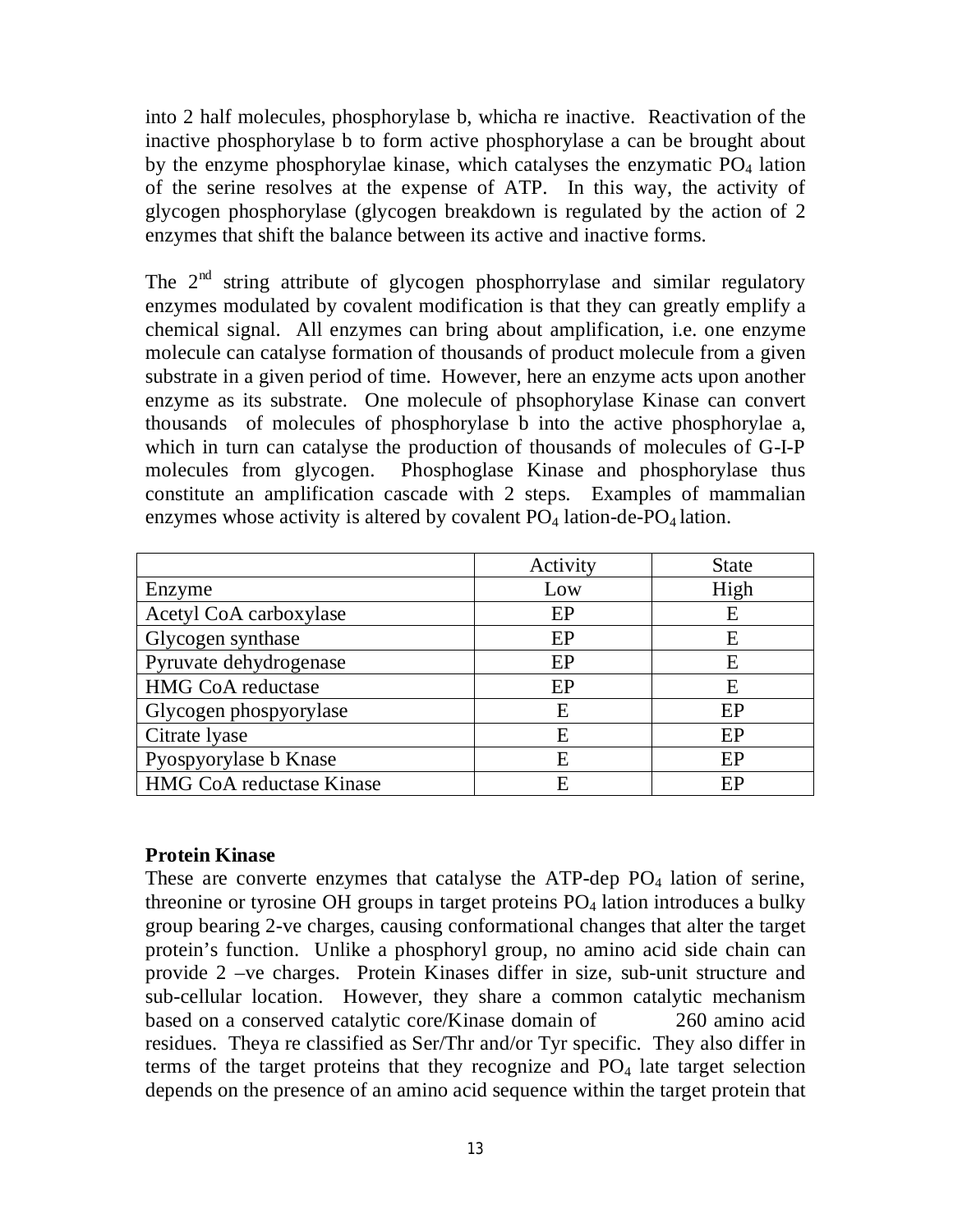into 2 half molecules, phosphorylase b, whicha re inactive. Reactivation of the inactive phosphorylase b to form active phosphorylase a can be brought about by the enzyme phosphorylae kinase, which catalyses the enzymatic $PO_4$ lation of the serine resolves at the expense of ATP. In this way, the activity of glycogen phosphorylase (glycogen breakdown is regulated by the action of 2 enzymes that shift the balance between its active and inactive forms.

The 2nd string attribute of glycogen phosphorrylase and similar regulatory enzymes modulated by covalent modification is that they can greatly emplify a chemical signal. All enzymes can bring about amplification, i.e. one enzyme molecule can catalyse formation of thousands of product molecule from a given substrate in a given period of time. However, here an enzyme acts upon another enzyme as its substrate. One molecule of phsophorylase Kinase can convert thousands of molecules of phosphorylase b into the active phosphorylae a, which in turn can catalyse the production of thousands of molecules of G-I-P molecules from glycogen. Phosphoglase Kinase and phosphorylase thus constitute an amplification cascade with 2 steps. Examples of mammalian enzymes whose activity is altered by covalent $PO_4$ lation-de-$PO_4$ lation.

| | Activity | State |
|---|---|---|
| Enzyme | Low | High |
| Acetyl CoA carboxylase | EP | E |
| Glycogen synthase | EP | E |
| Pyruvate dehydrogenase | EP | E |
| HMG CoA reductase | EP | E |
| Glycogen phospyorylase | E | EP |
| Citrate lyase | E | EP |
| Pyospyorylase b Knase | E | EP |
| HMG CoA reductase Kinase | E | EP |

**Protein Kinase**

These are converte enzymes that catalyse the ATP-dep $PO_4$ lation of serine, threonine or tyrosine OH groups in target proteins $PO_4$ lation introduces a bulky group bearing 2-ve charges, causing conformational changes that alter the target protein's function. Unlike a phosphoryl group, no amino acid side chain can provide 2 –ve charges. Protein Kinases differ in size, sub-unit structure and sub-cellular location. However, they share a common catalytic mechanism based on a conserved catalytic core/Kinase domain of 260 amino acid residues. Theya re classified as Ser/Thr and/or Tyr specific. They also differ in terms of the target proteins that they recognize and $PO_4$ late target selection depends on the presence of an amino acid sequence within the target protein that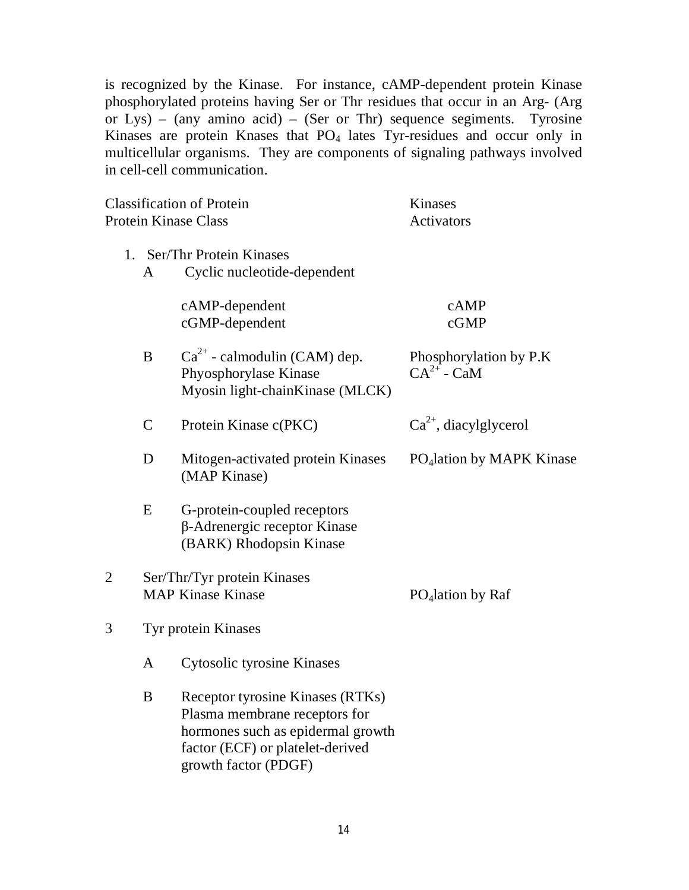is recognized by the Kinase. For instance, cAMP-dependent protein Kinase phosphorylated proteins having Ser or Thr residues that occur in an Arg- (Arg or Lys) – (any amino acid) – (Ser or Thr) sequence segiments. Tyrosine Kinases are protein Knases that $PO_4$ lates Tyr-residues and occur only in multicellular organisms. They are components of signaling pathways involved in cell-cell communication.

| Classification of Protein Protein Kinase Class | Kinases Activators |
|---|---|
| 1. Ser/Thr Protein Kinases | |
| A Cyclic nucleotide-dependent | |
| cAMP-dependent | cAMP |
| cGMP-dependent | cGMP |
| B $Ca^{2+}$ - calmodulin (CAM) dep. Phyosphorylase Kinase Myosin light-chainKinase (MLCK) | Phosphorylation by P.K $CA^{2+}$ - CaM |
| C Protein Kinase c(PKC) | $Ca^{2+}$, diacylglycerol |
| D Mitogen-activated protein Kinases (MAP Kinase) | $PO_4$lation by MAPK Kinase |
| E G-protein-coupled receptors β-Adrenergic receptor Kinase (BARK) Rhodopsin Kinase | |
| 2 Ser/Thr/Tyr protein Kinases MAP Kinase Kinase | $PO_4$lation by Raf |
| 3 Tyr protein Kinases | |
| A Cytosolic tyrosine Kinases | |
| B Receptor tyrosine Kinases (RTKs) Plasma membrane receptors for hormones such as epidermal growth factor (ECF) or platelet-derived growth factor (PDGF) | |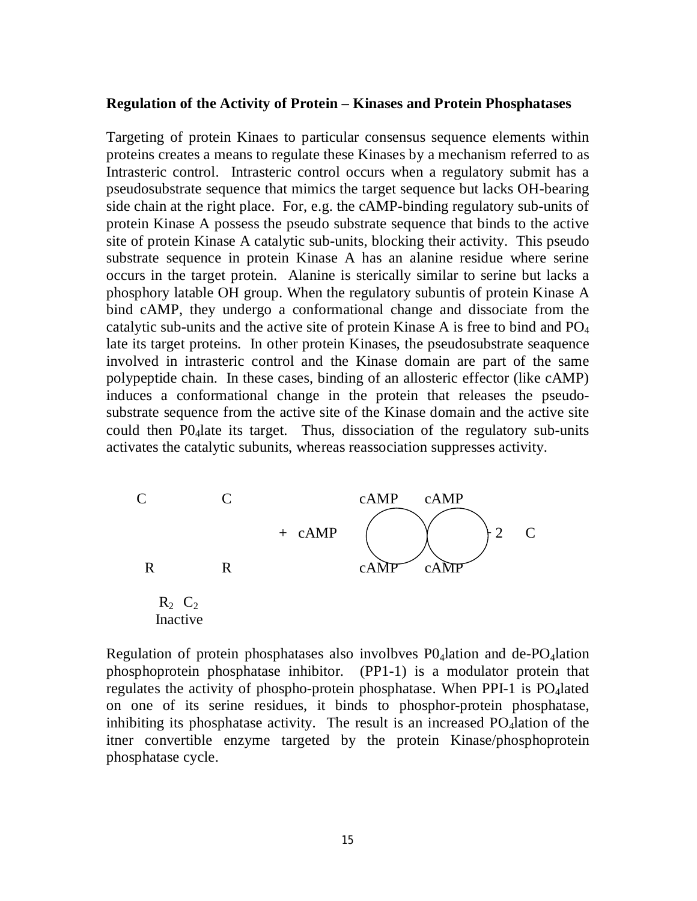**Regulation of the Activity of Protein – Kinases and Protein Phosphatases**

Targeting of protein Kinaes to particular consensus sequence elements within proteins creates a means to regulate these Kinases by a mechanism referred to as Intrasteric control. Intrasteric control occurs when a regulatory submit has a pseudosubstrate sequence that mimics the target sequence but lacks OH-bearing side chain at the right place. For, e.g. the cAMP-binding regulatory sub-units of protein Kinase A possess the pseudo substrate sequence that binds to the active site of protein Kinase A catalytic sub-units, blocking their activity. This pseudo substrate sequence in protein Kinase A has an alanine residue where serine occurs in the target protein. Alanine is sterically similar to serine but lacks a phosphory latable OH group. When the regulatory subuntis of protein Kinase A bind cAMP, they undergo a conformational change and dissociate from the catalytic sub-units and the active site of protein Kinase A is free to bind and $PO_4$ late its target proteins. In other protein Kinases, the pseudosubstrate seaquence involved in intrasteric control and the Kinase domain are part of the same polypeptide chain. In these cases, binding of an allosteric effector (like cAMP) induces a conformational change in the protein that releases the pseudo-substrate sequence from the active site of the Kinase domain and the active site could then $P0_4$late its target. Thus, dissociation of the regulatory sub-units activates the catalytic subunits, whereas reassociation suppresses activity.

```
 C          C                        cAMP     cAMP
                      +  cAMP      (        )(        ) + 2   C
 R          R                        cAMP     cAMP

   R2  C2
  Inactive
```

Regulation of protein phosphatases also involbves $P0_4$lation and de-$PO_4$lation phosphoprotein phosphatase inhibitor. (PP1-1) is a modulator protein that regulates the activity of phospho-protein phosphatase. When PPI-1 is $PO_4$lated on one of its serine residues, it binds to phosphor-protein phosphatase, inhibiting its phosphatase activity. The result is an increased $PO_4$lation of the itner convertible enzyme targeted by the protein Kinase/phosphoprotein phosphatase cycle.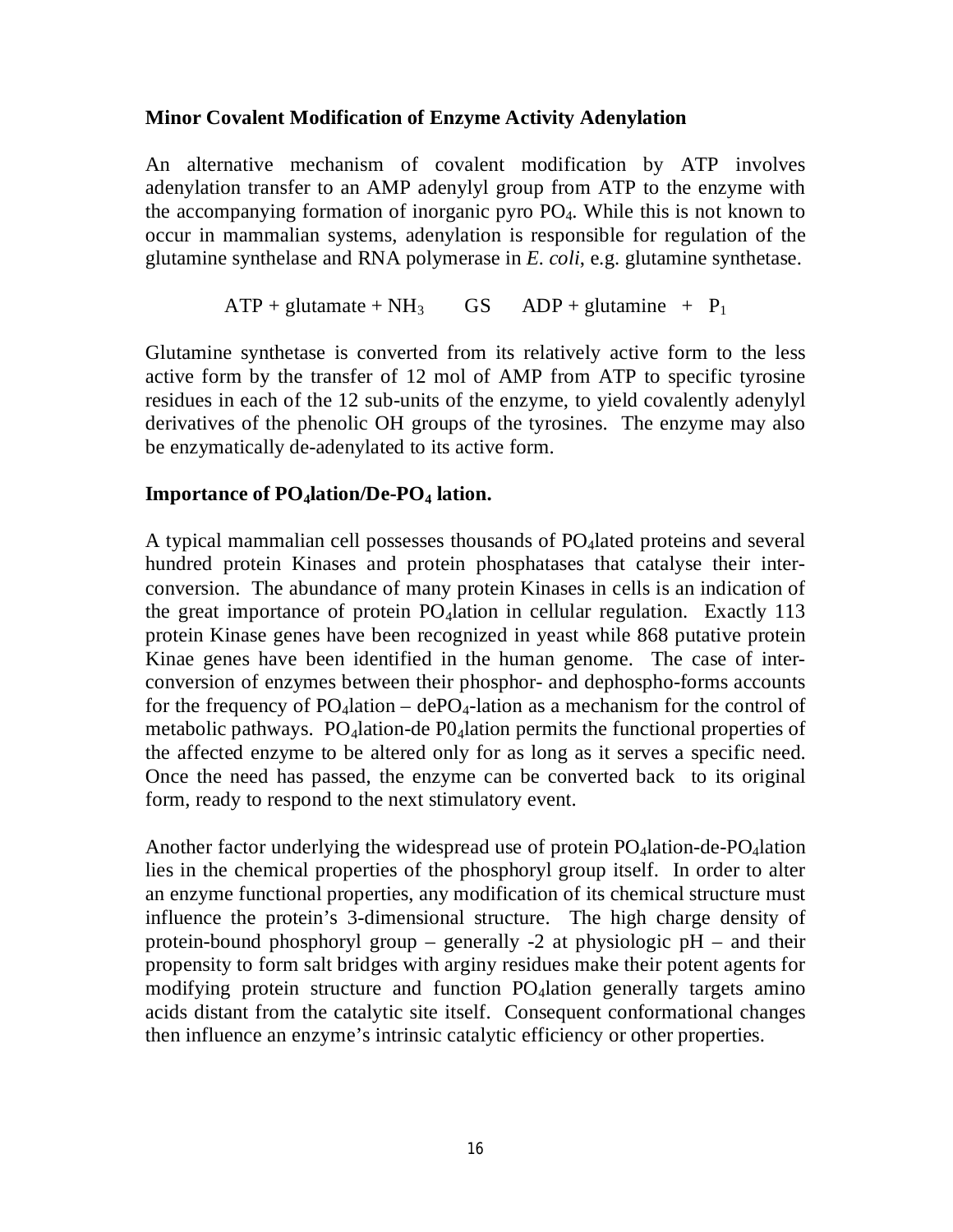**Minor Covalent Modification of Enzyme Activity Adenylation**

An alternative mechanism of covalent modification by ATP involves adenylation transfer to an AMP adenylyl group from ATP to the enzyme with the accompanying formation of inorganic pyro $PO_4$. While this is not known to occur in mammalian systems, adenylation is responsible for regulation of the glutamine synthelase and RNA polymerase in *E. coli*, e.g. glutamine synthetase.

$$ATP + glutamate + NH_3 \quad GS \quad ADP + glutamine \; + \; P_1$$

Glutamine synthetase is converted from its relatively active form to the less active form by the transfer of 12 mol of AMP from ATP to specific tyrosine residues in each of the 12 sub-units of the enzyme, to yield covalently adenylyl derivatives of the phenolic OH groups of the tyrosines. The enzyme may also be enzymatically de-adenylated to its active form.

**Importance of $PO_4$lation/De-$PO_4$ lation.**

A typical mammalian cell possesses thousands of $PO_4$lated proteins and several hundred protein Kinases and protein phosphatases that catalyse their inter-conversion. The abundance of many protein Kinases in cells is an indication of the great importance of protein $PO_4$lation in cellular regulation. Exactly 113 protein Kinase genes have been recognized in yeast while 868 putative protein Kinae genes have been identified in the human genome. The case of inter-conversion of enzymes between their phosphor- and dephospho-forms accounts for the frequency of $PO_4$lation – de$PO_4$-lation as a mechanism for the control of metabolic pathways. $PO_4$lation-de $P0_4$lation permits the functional properties of the affected enzyme to be altered only for as long as it serves a specific need. Once the need has passed, the enzyme can be converted back to its original form, ready to respond to the next stimulatory event.

Another factor underlying the widespread use of protein $PO_4$lation-de-$PO_4$lation lies in the chemical properties of the phosphoryl group itself. In order to alter an enzyme functional properties, any modification of its chemical structure must influence the protein's 3-dimensional structure. The high charge density of protein-bound phosphoryl group – generally -2 at physiologic pH – and their propensity to form salt bridges with arginy residues make their potent agents for modifying protein structure and function $PO_4$lation generally targets amino acids distant from the catalytic site itself. Consequent conformational changes then influence an enzyme's intrinsic catalytic efficiency or other properties.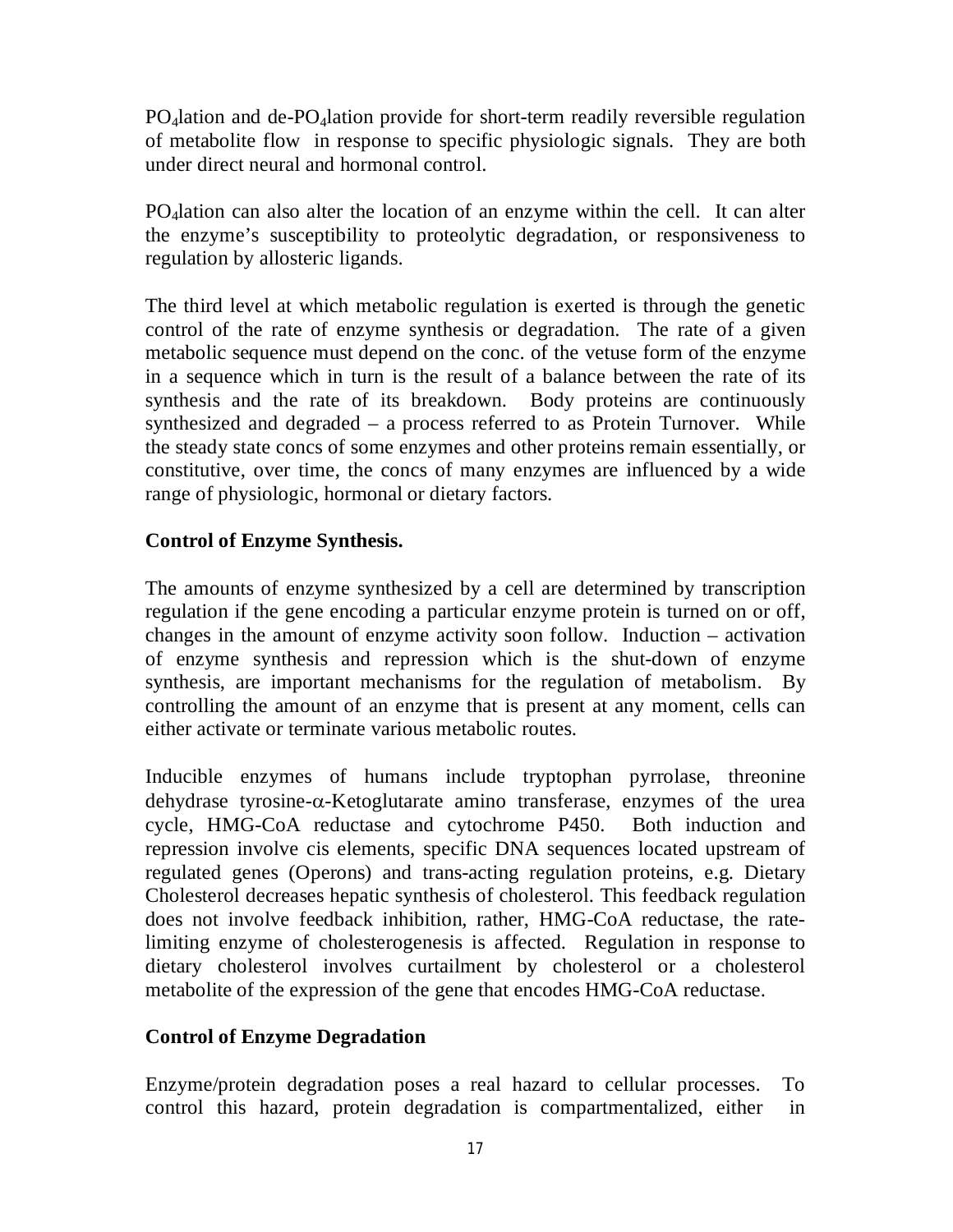$PO_4$lation and de-$PO_4$lation provide for short-term readily reversible regulation of metabolite flow in response to specific physiologic signals. They are both under direct neural and hormonal control.

$PO_4$lation can also alter the location of an enzyme within the cell. It can alter the enzyme's susceptibility to proteolytic degradation, or responsiveness to regulation by allosteric ligands.

The third level at which metabolic regulation is exerted is through the genetic control of the rate of enzyme synthesis or degradation. The rate of a given metabolic sequence must depend on the conc. of the vetuse form of the enzyme in a sequence which in turn is the result of a balance between the rate of its synthesis and the rate of its breakdown. Body proteins are continuously synthesized and degraded – a process referred to as Protein Turnover. While the steady state concs of some enzymes and other proteins remain essentially, or constitutive, over time, the concs of many enzymes are influenced by a wide range of physiologic, hormonal or dietary factors.

**Control of Enzyme Synthesis.**

The amounts of enzyme synthesized by a cell are determined by transcription regulation if the gene encoding a particular enzyme protein is turned on or off, changes in the amount of enzyme activity soon follow. Induction – activation of enzyme synthesis and repression which is the shut-down of enzyme synthesis, are important mechanisms for the regulation of metabolism. By controlling the amount of an enzyme that is present at any moment, cells can either activate or terminate various metabolic routes.

Inducible enzymes of humans include tryptophan pyrrolase, threonine dehydrase tyrosine-$\alpha$-Ketoglutarate amino transferase, enzymes of the urea cycle, HMG-CoA reductase and cytochrome P450. Both induction and repression involve cis elements, specific DNA sequences located upstream of regulated genes (Operons) and trans-acting regulation proteins, e.g. Dietary Cholesterol decreases hepatic synthesis of cholesterol. This feedback regulation does not involve feedback inhibition, rather, HMG-CoA reductase, the rate-limiting enzyme of cholesterogenesis is affected. Regulation in response to dietary cholesterol involves curtailment by cholesterol or a cholesterol metabolite of the expression of the gene that encodes HMG-CoA reductase.

**Control of Enzyme Degradation**

Enzyme/protein degradation poses a real hazard to cellular processes. To control this hazard, protein degradation is compartmentalized, either in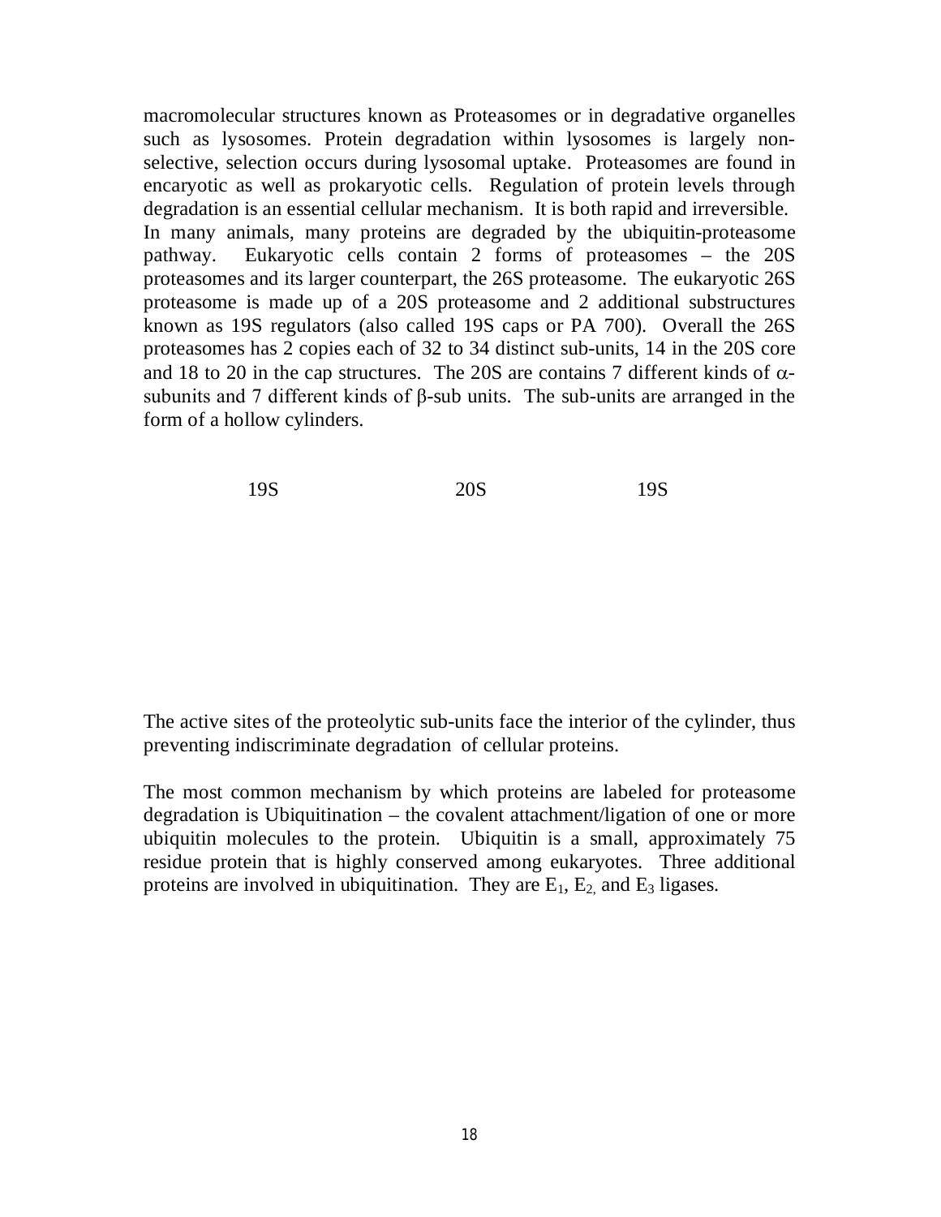macromolecular structures known as Proteasomes or in degradative organelles such as lysosomes. Protein degradation within lysosomes is largely non-selective, selection occurs during lysosomal uptake. Proteasomes are found in encaryotic as well as prokaryotic cells. Regulation of protein levels through degradation is an essential cellular mechanism. It is both rapid and irreversible. In many animals, many proteins are degraded by the ubiquitin-proteasome pathway. Eukaryotic cells contain 2 forms of proteasomes – the 20S proteasomes and its larger counterpart, the 26S proteasome. The eukaryotic 26S proteasome is made up of a 20S proteasome and 2 additional substructures known as 19S regulators (also called 19S caps or PA 700). Overall the 26S proteasomes has 2 copies each of 32 to 34 distinct sub-units, 14 in the 20S core and 18 to 20 in the cap structures. The 20S are contains 7 different kinds of $\alpha$-subunits and 7 different kinds of $\beta$-sub units. The sub-units are arranged in the form of a hollow cylinders.

19S 20S 19S

The active sites of the proteolytic sub-units face the interior of the cylinder, thus preventing indiscriminate degradation of cellular proteins.

The most common mechanism by which proteins are labeled for proteasome degradation is Ubiquitination – the covalent attachment/ligation of one or more ubiquitin molecules to the protein. Ubiquitin is a small, approximately 75 residue protein that is highly conserved among eukaryotes. Three additional proteins are involved in ubiquitination. They are $E_1$, $E_2$, and $E_3$ ligases.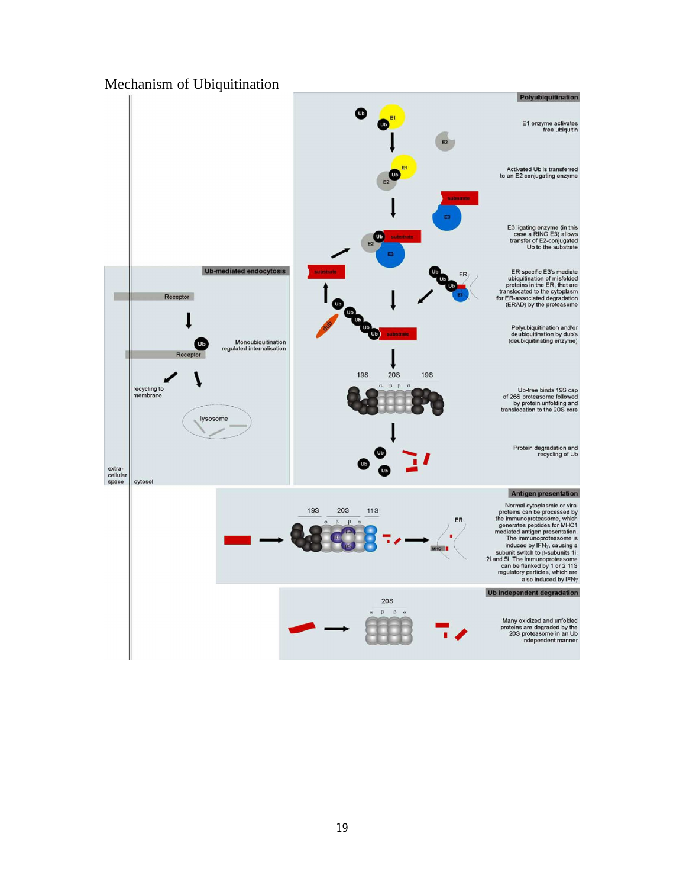# Mechanism of Ubiquitination

## Polyubiquitination

E1 enzyme activates free ubiquitin

Activated Ub is transferred to an E2 conjugating enzyme

E3 ligating enzyme (in this case a RING E3) allows transfer of E2-conjugated Ub to the substrate

ER specific E3's mediate ubiquitination of misfolded proteins in the ER, that are translocated to the cytoplasm for ER-associated degradation (ERAD) by the proteasome

Polyubiquitination and/or deubiquitination by dub's (deubiquitinating enzyme)

Ub-tree binds 19S cap of 26S proteasome followed by protein unfolding and translocation to the 20S core

Protein degradation and recycling of Ub

## Ub-mediated endocytosis

Receptor

Monoubiquitination regulated internalisation

recycling to membrane

lysosome

extra-cellular space

cytosol

## Antigen presentation

Normal cytoplasmic or viral proteins can be processed by the immunoproteasome, which generates peptides for MHC1 mediated antigen presentation. The immunoproteasome is induced by IFNγ, causing a subunit switch to β-subunits 1i, 2i and 5i. The immunoproteasome can be flanked by 1 or 2 11S regulatory particles, which are also induced by IFNγ

## Ub independent degradation

Many oxidized and unfolded proteins are degraded by the 20S proteasome in an Ub independent manner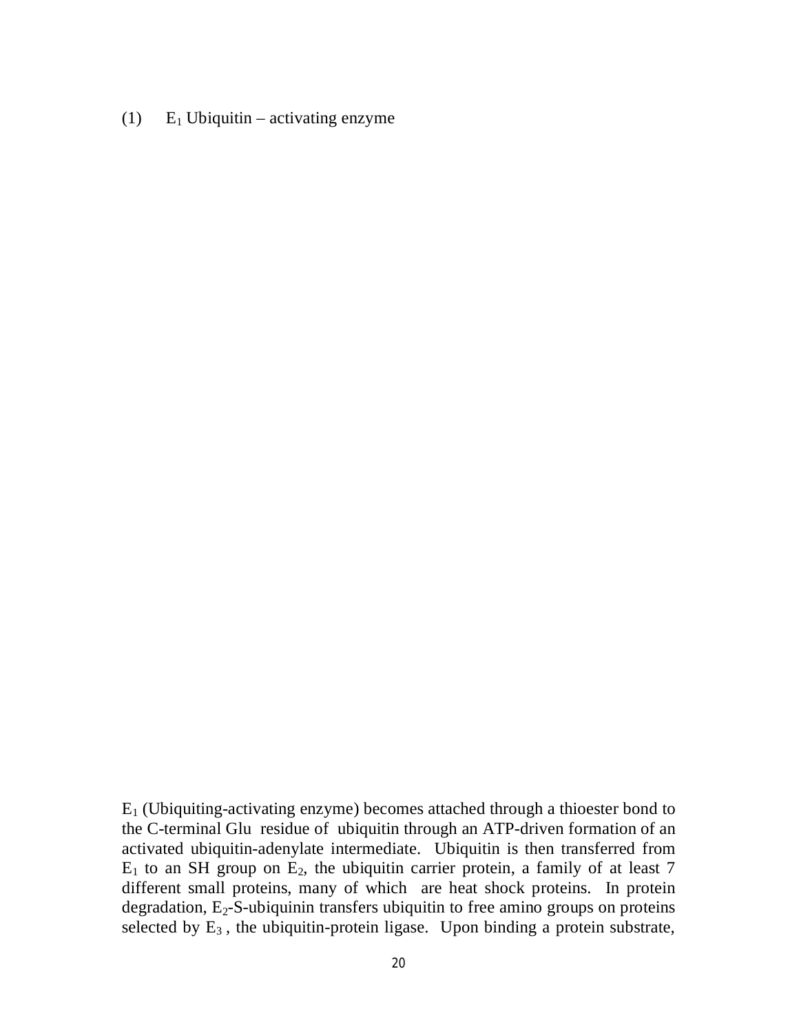(1) $E_1$ Ubiquitin – activating enzyme

$E_1$ (Ubiquiting-activating enzyme) becomes attached through a thioester bond to the C-terminal Glu residue of ubiquitin through an ATP-driven formation of an activated ubiquitin-adenylate intermediate. Ubiquitin is then transferred from $E_1$ to an SH group on $E_2$, the ubiquitin carrier protein, a family of at least 7 different small proteins, many of which are heat shock proteins. In protein degradation, $E_2$-S-ubiquinin transfers ubiquitin to free amino groups on proteins selected by $E_3$ , the ubiquitin-protein ligase. Upon binding a protein substrate,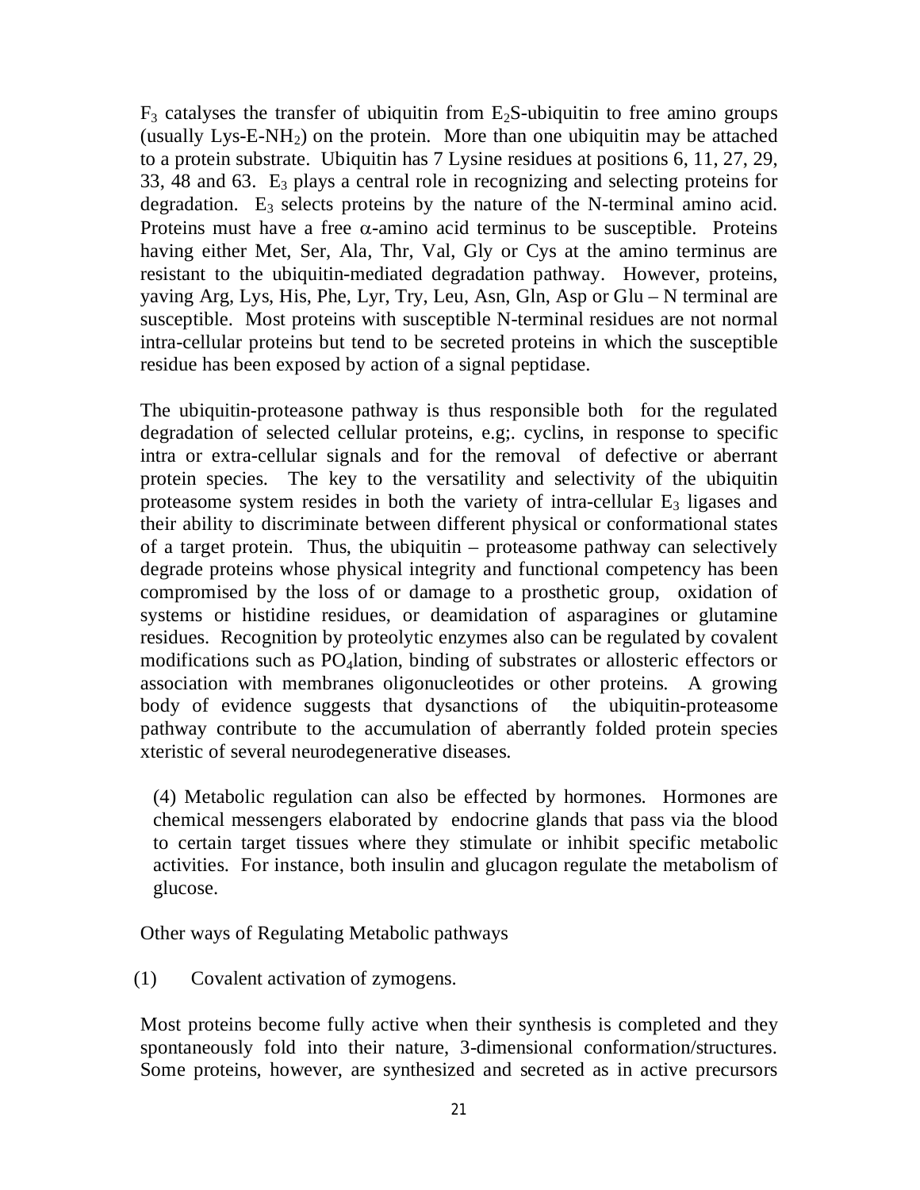$F_3$ catalyses the transfer of ubiquitin from $E_2S$-ubiquitin to free amino groups (usually Lys-E-$NH_2$) on the protein. More than one ubiquitin may be attached to a protein substrate. Ubiquitin has 7 Lysine residues at positions 6, 11, 27, 29, 33, 48 and 63. $E_3$ plays a central role in recognizing and selecting proteins for degradation. $E_3$ selects proteins by the nature of the N-terminal amino acid. Proteins must have a free $\alpha$-amino acid terminus to be susceptible. Proteins having either Met, Ser, Ala, Thr, Val, Gly or Cys at the amino terminus are resistant to the ubiquitin-mediated degradation pathway. However, proteins, yaving Arg, Lys, His, Phe, Lyr, Try, Leu, Asn, Gln, Asp or Glu – N terminal are susceptible. Most proteins with susceptible N-terminal residues are not normal intra-cellular proteins but tend to be secreted proteins in which the susceptible residue has been exposed by action of a signal peptidase.

The ubiquitin-proteasone pathway is thus responsible both for the regulated degradation of selected cellular proteins, e.g;. cyclins, in response to specific intra or extra-cellular signals and for the removal of defective or aberrant protein species. The key to the versatility and selectivity of the ubiquitin proteasome system resides in both the variety of intra-cellular $E_3$ ligases and their ability to discriminate between different physical or conformational states of a target protein. Thus, the ubiquitin – proteasome pathway can selectively degrade proteins whose physical integrity and functional competency has been compromised by the loss of or damage to a prosthetic group, oxidation of systems or histidine residues, or deamidation of asparagines or glutamine residues. Recognition by proteolytic enzymes also can be regulated by covalent modifications such as $PO_4$lation, binding of substrates or allosteric effectors or association with membranes oligonucleotides or other proteins. A growing body of evidence suggests that dysanctions of the ubiquitin-proteasome pathway contribute to the accumulation of aberrantly folded protein species xteristic of several neurodegenerative diseases.

(4) Metabolic regulation can also be effected by hormones. Hormones are chemical messengers elaborated by endocrine glands that pass via the blood to certain target tissues where they stimulate or inhibit specific metabolic activities. For instance, both insulin and glucagon regulate the metabolism of glucose.

Other ways of Regulating Metabolic pathways

(1) Covalent activation of zymogens.

Most proteins become fully active when their synthesis is completed and they spontaneously fold into their nature, 3-dimensional conformation/structures. Some proteins, however, are synthesized and secreted as in active precursors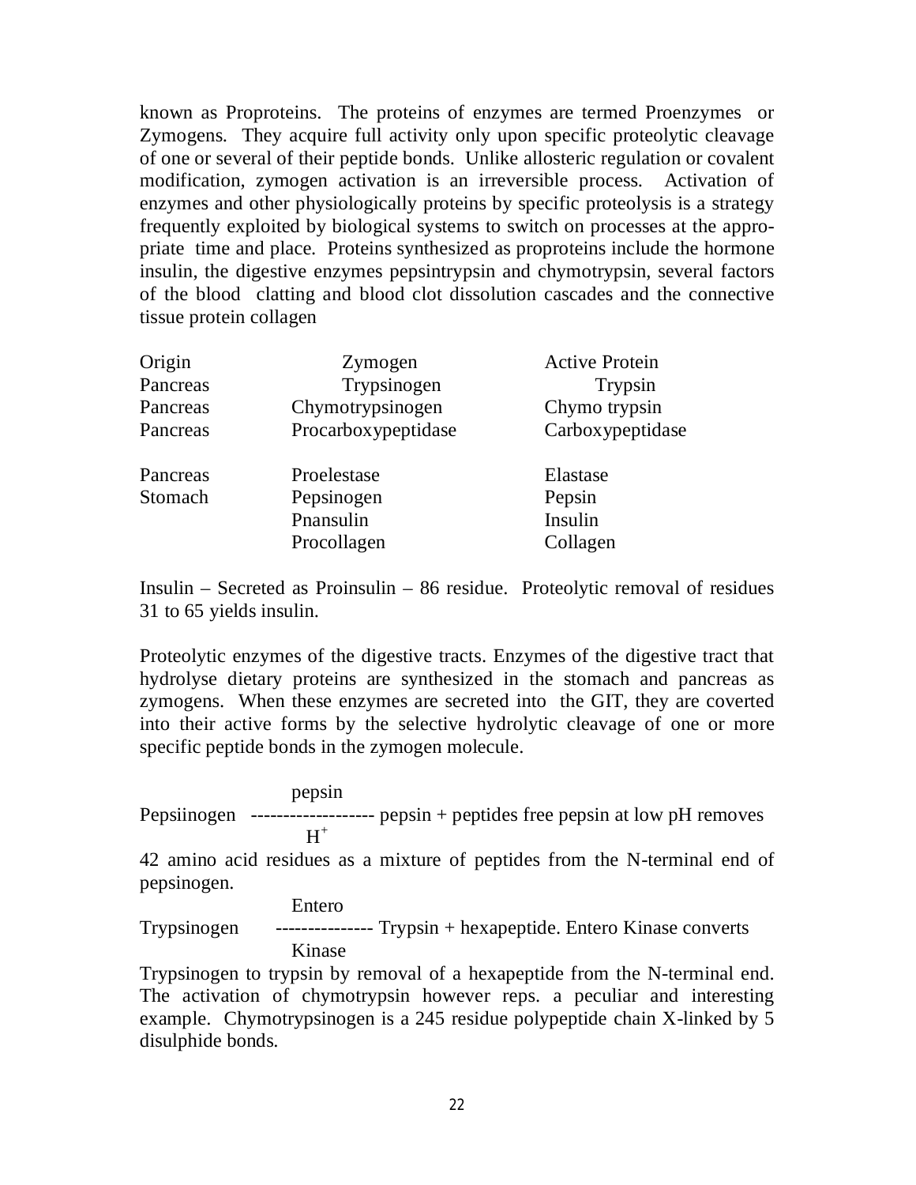known as Proproteins. The proteins of enzymes are termed Proenzymes or Zymogens. They acquire full activity only upon specific proteolytic cleavage of one or several of their peptide bonds. Unlike allosteric regulation or covalent modification, zymogen activation is an irreversible process. Activation of enzymes and other physiologically proteins by specific proteolysis is a strategy frequently exploited by biological systems to switch on processes at the appropriate time and place. Proteins synthesized as proproteins include the hormone insulin, the digestive enzymes pepsintrypsin and chymotrypsin, several factors of the blood clatting and blood clot dissolution cascades and the connective tissue protein collagen

| Origin | Zymogen | Active Protein |
|---|---|---|
| Pancreas | Trypsinogen | Trypsin |
| Pancreas | Chymotrypsinogen | Chymo trypsin |
| Pancreas | Procarboxypeptidase | Carboxypeptidase |
| Pancreas | Proelestase | Elastase |
| Stomach | Pepsinogen | Pepsin |
| | Pnansulin | Insulin |
| | Procollagen | Collagen |

Insulin – Secreted as Proinsulin – 86 residue. Proteolytic removal of residues 31 to 65 yields insulin.

Proteolytic enzymes of the digestive tracts. Enzymes of the digestive tract that hydrolyse dietary proteins are synthesized in the stomach and pancreas as zymogens. When these enzymes are secreted into the GIT, they are coverted into their active forms by the selective hydrolytic cleavage of one or more specific peptide bonds in the zymogen molecule.

$$\text{Pepsiinogen} \xrightarrow[H^+]{\text{pepsin}} \text{pepsin + peptides}$$

free pepsin at low pH removes 42 amino acid residues as a mixture of peptides from the N-terminal end of pepsinogen.

$$\text{Trypsinogen} \xrightarrow[\text{Kinase}]{\text{Entero}} \text{Trypsin + hexapeptide.}$$

Entero Kinase converts Trypsinogen to trypsin by removal of a hexapeptide from the N-terminal end. The activation of chymotrypsin however reps. a peculiar and interesting example. Chymotrypsinogen is a 245 residue polypeptide chain X-linked by 5 disulphide bonds.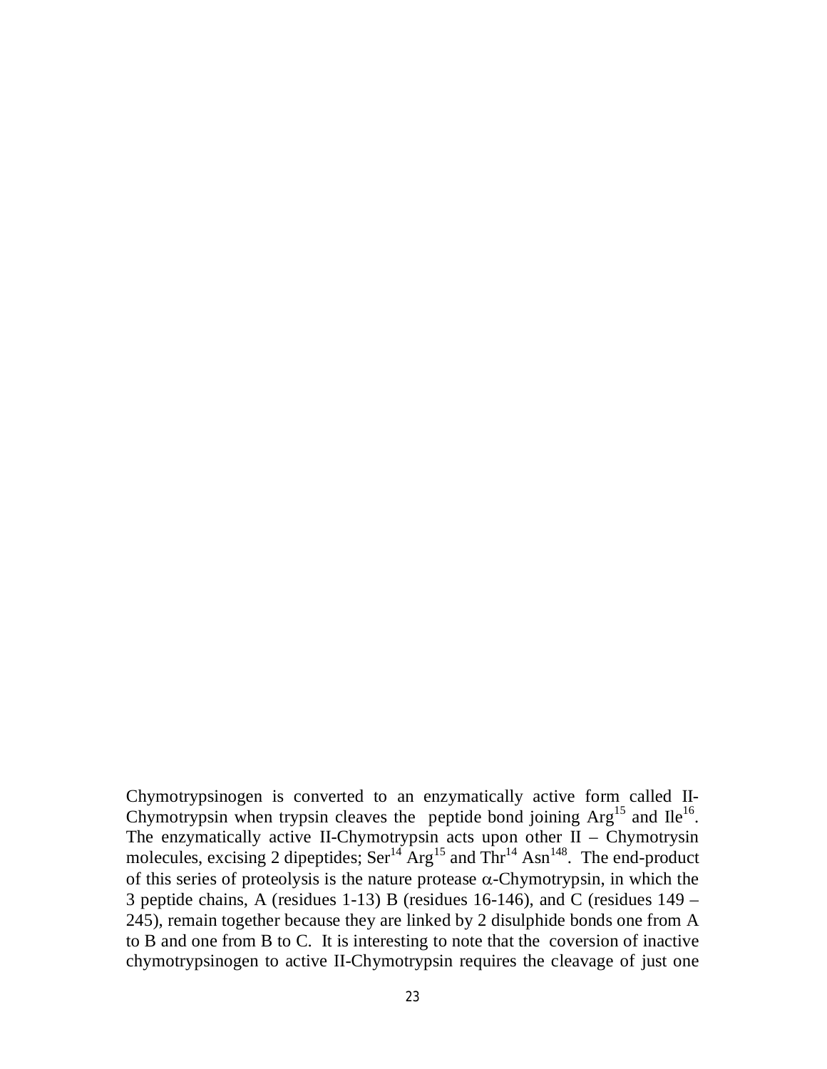Chymotrypsinogen is converted to an enzymatically active form called II-Chymotrypsin when trypsin cleaves the peptide bond joining $Arg^{15}$ and $Ile^{16}$. The enzymatically active II-Chymotrypsin acts upon other II – Chymotrysin molecules, excising 2 dipeptides; $Ser^{14}$ $Arg^{15}$ and $Thr^{14}$ $Asn^{148}$. The end-product of this series of proteolysis is the nature protease $\alpha$-Chymotrypsin, in which the 3 peptide chains, A (residues 1-13) B (residues 16-146), and C (residues 149 – 245), remain together because they are linked by 2 disulphide bonds one from A to B and one from B to C. It is interesting to note that the coversion of inactive chymotrypsinogen to active II-Chymotrypsin requires the cleavage of just one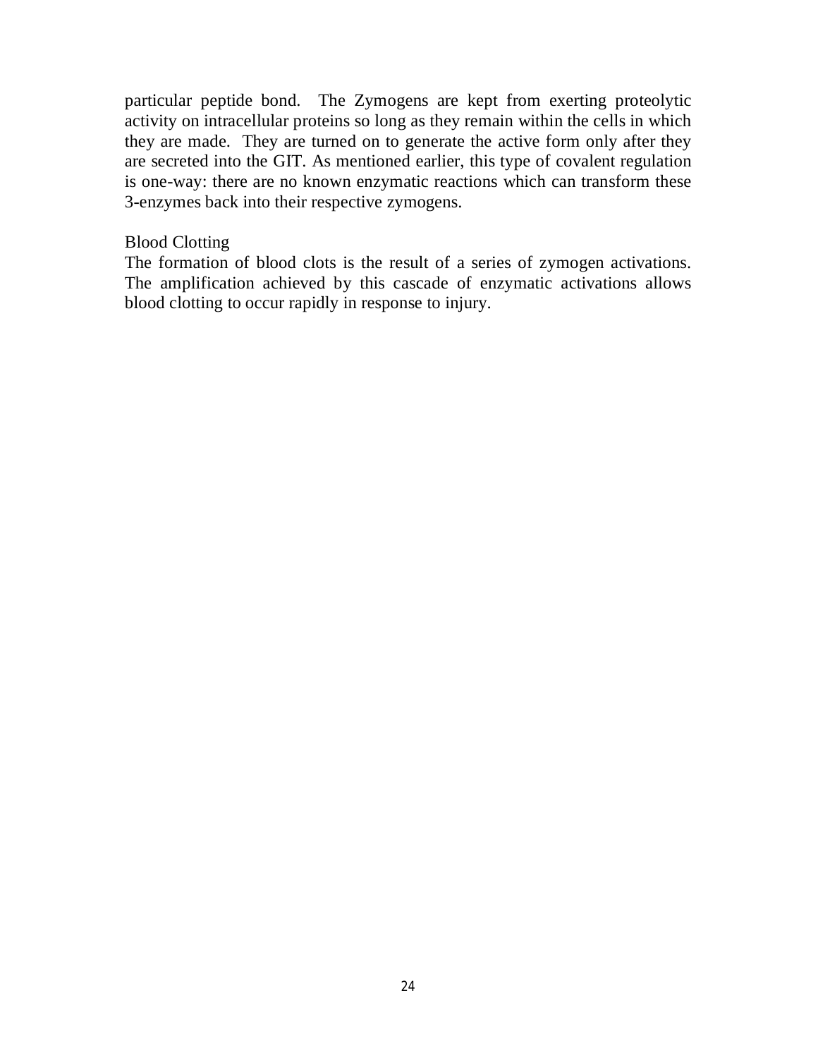particular peptide bond. The Zymogens are kept from exerting proteolytic activity on intracellular proteins so long as they remain within the cells in which they are made. They are turned on to generate the active form only after they are secreted into the GIT. As mentioned earlier, this type of covalent regulation is one-way: there are no known enzymatic reactions which can transform these 3-enzymes back into their respective zymogens.

Blood Clotting

The formation of blood clots is the result of a series of zymogen activations. The amplification achieved by this cascade of enzymatic activations allows blood clotting to occur rapidly in response to injury.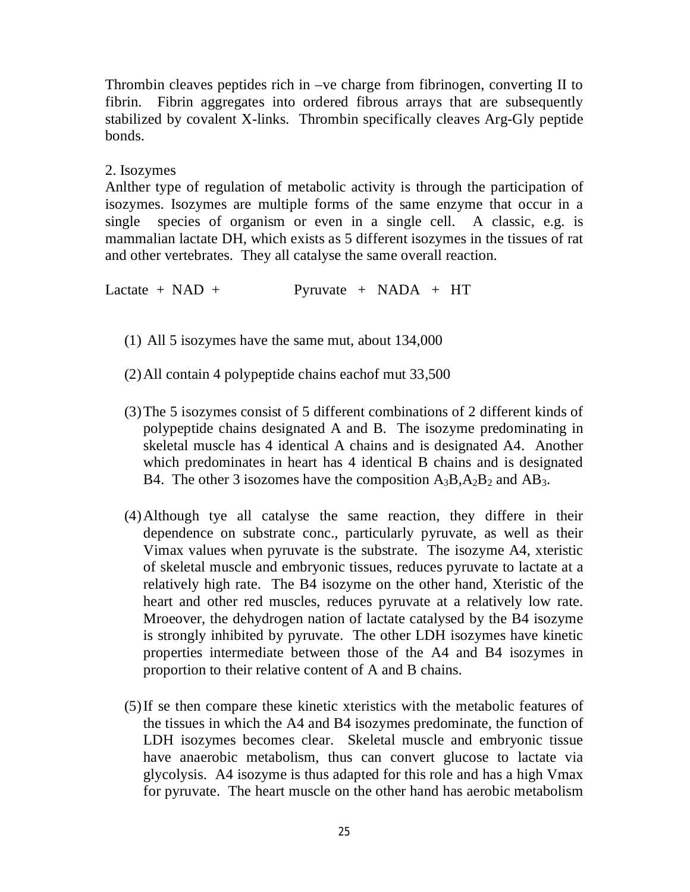Thrombin cleaves peptides rich in –ve charge from fibrinogen, converting II to fibrin. Fibrin aggregates into ordered fibrous arrays that are subsequently stabilized by covalent X-links. Thrombin specifically cleaves Arg-Gly peptide bonds.

2. Isozymes

Anlther type of regulation of metabolic activity is through the participation of isozymes. Isozymes are multiple forms of the same enzyme that occur in a single species of organism or even in a single cell. A classic, e.g. is mammalian lactate DH, which exists as 5 different isozymes in the tissues of rat and other vertebrates. They all catalyse the same overall reaction.

Lactate + NAD + Pyruvate + NADA + HT

(1) All 5 isozymes have the same mut, about 134,000

(2) All contain 4 polypeptide chains eachof mut 33,500

(3) The 5 isozymes consist of 5 different combinations of 2 different kinds of polypeptide chains designated A and B. The isozyme predominating in skeletal muscle has 4 identical A chains and is designated A4. Another which predominates in heart has 4 identical B chains and is designated B4. The other 3 isozomes have the composition $A_3B$,$A_2B_2$ and $AB_3$.

(4) Although tye all catalyse the same reaction, they differe in their dependence on substrate conc., particularly pyruvate, as well as their Vimax values when pyruvate is the substrate. The isozyme A4, xteristic of skeletal muscle and embryonic tissues, reduces pyruvate to lactate at a relatively high rate. The B4 isozyme on the other hand, Xteristic of the heart and other red muscles, reduces pyruvate at a relatively low rate. Mroeover, the dehydrogen nation of lactate catalysed by the B4 isozyme is strongly inhibited by pyruvate. The other LDH isozymes have kinetic properties intermediate between those of the A4 and B4 isozymes in proportion to their relative content of A and B chains.

(5) If se then compare these kinetic xteristics with the metabolic features of the tissues in which the A4 and B4 isozymes predominate, the function of LDH isozymes becomes clear. Skeletal muscle and embryonic tissue have anaerobic metabolism, thus can convert glucose to lactate via glycolysis. A4 isozyme is thus adapted for this role and has a high Vmax for pyruvate. The heart muscle on the other hand has aerobic metabolism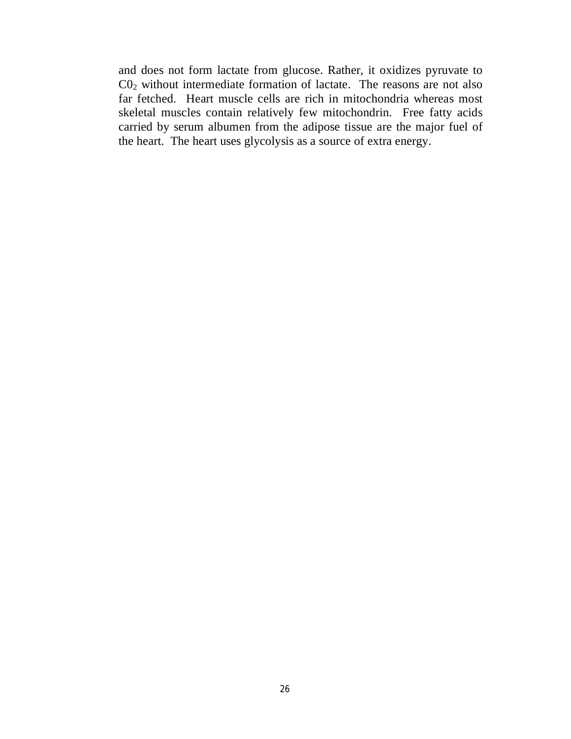and does not form lactate from glucose. Rather, it oxidizes pyruvate to $C0_2$ without intermediate formation of lactate. The reasons are not also far fetched. Heart muscle cells are rich in mitochondria whereas most skeletal muscles contain relatively few mitochondrin. Free fatty acids carried by serum albumen from the adipose tissue are the major fuel of the heart. The heart uses glycolysis as a source of extra energy.